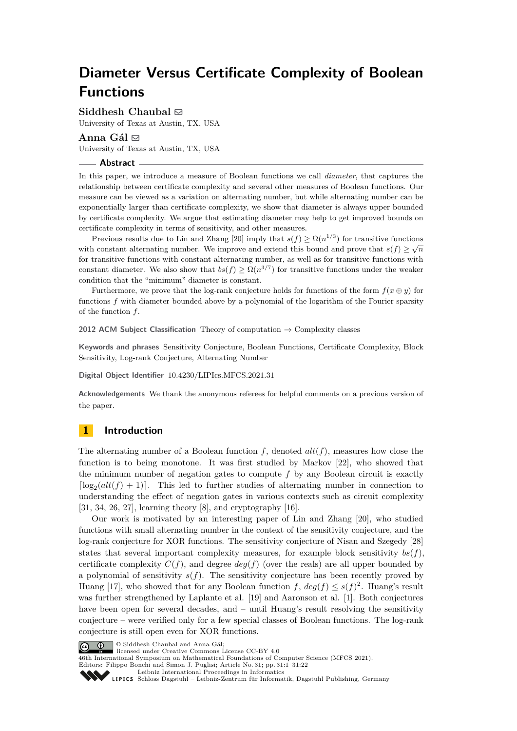# Diameter Versus Certificate Complexity of Boolean Functions

**Siddhesh Chaubal** ✉
University of Texas at Austin, TX, USA

**Anna Gál** ✉
University of Texas at Austin, TX, USA

## Abstract

In this paper, we introduce a measure of Boolean functions we call *diameter*, that captures the relationship between certificate complexity and several other measures of Boolean functions. Our measure can be viewed as a variation on alternating number, but while alternating number can be exponentially larger than certificate complexity, we show that diameter is always upper bounded by certificate complexity. We argue that estimating diameter may help to get improved bounds on certificate complexity in terms of sensitivity, and other measures.

Previous results due to Lin and Zhang [20] imply that $s(f) \geq \Omega(n^{1/3})$ for transitive functions with constant alternating number. We improve and extend this bound and prove that $s(f) \geq \sqrt{n}$ for transitive functions with constant alternating number, as well as for transitive functions with constant diameter. We also show that $bs(f) \geq \Omega(n^{3/7})$ for transitive functions under the weaker condition that the "minimum" diameter is constant.

Furthermore, we prove that the log-rank conjecture holds for functions of the form $f(x \oplus y)$ for functions $f$ with diameter bounded above by a polynomial of the logarithm of the Fourier sparsity of the function $f$.

**2012 ACM Subject Classification** Theory of computation → Complexity classes

**Keywords and phrases** Sensitivity Conjecture, Boolean Functions, Certificate Complexity, Block Sensitivity, Log-rank Conjecture, Alternating Number

**Digital Object Identifier** 10.4230/LIPIcs.MFCS.2021.31

**Acknowledgements** We thank the anonymous referees for helpful comments on a previous version of the paper.

## 1 Introduction

The alternating number of a Boolean function $f$, denoted $alt(f)$, measures how close the function is to being monotone. It was first studied by Markov [22], who showed that the minimum number of negation gates to compute $f$ by any Boolean circuit is exactly $\lceil \log_2(alt(f) + 1) \rceil$. This led to further studies of alternating number in connection to understanding the effect of negation gates in various contexts such as circuit complexity [31, 34, 26, 27], learning theory [8], and cryptography [16].

Our work is motivated by an interesting paper of Lin and Zhang [20], who studied functions with small alternating number in the context of the sensitivity conjecture, and the log-rank conjecture for XOR functions. The sensitivity conjecture of Nisan and Szegedy [28] states that several important complexity measures, for example block sensitivity $bs(f)$, certificate complexity $C(f)$, and degree $deg(f)$ (over the reals) are all upper bounded by a polynomial of sensitivity $s(f)$. The sensitivity conjecture has been recently proved by Huang [17], who showed that for any Boolean function $f$, $deg(f) \leq s(f)^2$. Huang's result was further strengthened by Laplante et al. [19] and Aaronson et al. [1]. Both conjectures have been open for several decades, and – until Huang's result resolving the sensitivity conjecture – were verified only for a few special classes of Boolean functions. The log-rank conjecture is still open even for XOR functions.

© Siddhesh Chaubal and Anna Gál;
licensed under Creative Commons License CC-BY 4.0
46th International Symposium on Mathematical Foundations of Computer Science (MFCS 2021).
Editors: Filippo Bonchi and Simon J. Puglisi; Article No. 31; pp. 31:1–31:22
Leibniz International Proceedings in Informatics
Schloss Dagstuhl – Leibniz-Zentrum für Informatik, Dagstuhl Publishing, Germany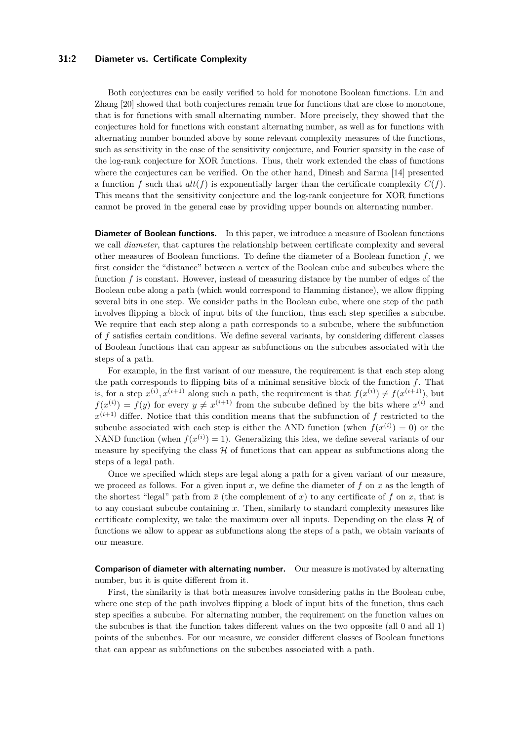Both conjectures can be easily verified to hold for monotone Boolean functions. Lin and Zhang [20] showed that both conjectures remain true for functions that are close to monotone, that is for functions with small alternating number. More precisely, they showed that the conjectures hold for functions with constant alternating number, as well as for functions with alternating number bounded above by some relevant complexity measures of the functions, such as sensitivity in the case of the sensitivity conjecture, and Fourier sparsity in the case of the log-rank conjecture for XOR functions. Thus, their work extended the class of functions where the conjectures can be verified. On the other hand, Dinesh and Sarma [14] presented a function $f$ such that $alt(f)$ is exponentially larger than the certificate complexity $C(f)$. This means that the sensitivity conjecture and the log-rank conjecture for XOR functions cannot be proved in the general case by providing upper bounds on alternating number.

**Diameter of Boolean functions.** In this paper, we introduce a measure of Boolean functions we call *diameter*, that captures the relationship between certificate complexity and several other measures of Boolean functions. To define the diameter of a Boolean function $f$, we first consider the "distance" between a vertex of the Boolean cube and subcubes where the function $f$ is constant. However, instead of measuring distance by the number of edges of the Boolean cube along a path (which would correspond to Hamming distance), we allow flipping several bits in one step. We consider paths in the Boolean cube, where one step of the path involves flipping a block of input bits of the function, thus each step specifies a subcube. We require that each step along a path corresponds to a subcube, where the subfunction of $f$ satisfies certain conditions. We define several variants, by considering different classes of Boolean functions that can appear as subfunctions on the subcubes associated with the steps of a path.

For example, in the first variant of our measure, the requirement is that each step along the path corresponds to flipping bits of a minimal sensitive block of the function $f$. That is, for a step $x^{(i)}, x^{(i+1)}$ along such a path, the requirement is that $f(x^{(i)}) \neq f(x^{(i+1)})$, but $f(x^{(i)}) = f(y)$ for every $y \neq x^{(i+1)}$ from the subcube defined by the bits where $x^{(i)}$ and $x^{(i+1)}$ differ. Notice that this condition means that the subfunction of $f$ restricted to the subcube associated with each step is either the AND function (when $f(x^{(i)}) = 0$) or the NAND function (when $f(x^{(i)}) = 1$). Generalizing this idea, we define several variants of our measure by specifying the class $\mathcal{H}$ of functions that can appear as subfunctions along the steps of a legal path.

Once we specified which steps are legal along a path for a given variant of our measure, we proceed as follows. For a given input $x$, we define the diameter of $f$ on $x$ as the length of the shortest "legal" path from $\bar{x}$ (the complement of $x$) to any certificate of $f$ on $x$, that is to any constant subcube containing $x$. Then, similarly to standard complexity measures like certificate complexity, we take the maximum over all inputs. Depending on the class $\mathcal{H}$ of functions we allow to appear as subfunctions along the steps of a path, we obtain variants of our measure.

**Comparison of diameter with alternating number.** Our measure is motivated by alternating number, but it is quite different from it.

First, the similarity is that both measures involve considering paths in the Boolean cube, where one step of the path involves flipping a block of input bits of the function, thus each step specifies a subcube. For alternating number, the requirement on the function values on the subcubes is that the function takes different values on the two opposite (all 0 and all 1) points of the subcubes. For our measure, we consider different classes of Boolean functions that can appear as subfunctions on the subcubes associated with a path.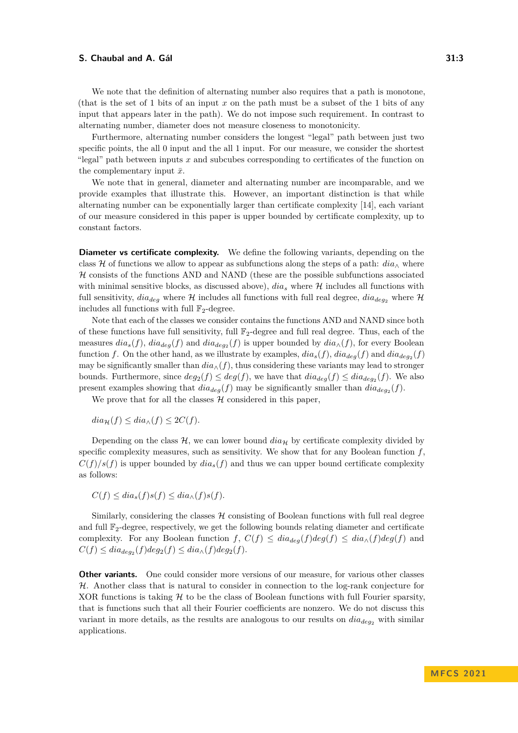We note that the definition of alternating number also requires that a path is monotone, (that is the set of 1 bits of an input $x$ on the path must be a subset of the 1 bits of any input that appears later in the path). We do not impose such requirement. In contrast to alternating number, diameter does not measure closeness to monotonicity.

Furthermore, alternating number considers the longest "legal" path between just two specific points, the all 0 input and the all 1 input. For our measure, we consider the shortest "legal" path between inputs $x$ and subcubes corresponding to certificates of the function on the complementary input $\bar{x}$.

We note that in general, diameter and alternating number are incomparable, and we provide examples that illustrate this. However, an important distinction is that while alternating number can be exponentially larger than certificate complexity [14], each variant of our measure considered in this paper is upper bounded by certificate complexity, up to constant factors.

**Diameter vs certificate complexity.** We define the following variants, depending on the class $\mathcal{H}$ of functions we allow to appear as subfunctions along the steps of a path: $dia_\wedge$ where $\mathcal{H}$ consists of the functions AND and NAND (these are the possible subfunctions associated with minimal sensitive blocks, as discussed above), $dia_s$ where $\mathcal{H}$ includes all functions with full sensitivity, $dia_{deg}$ where $\mathcal{H}$ includes all functions with full real degree, $dia_{deg_2}$ where $\mathcal{H}$ includes all functions with full $\mathbb{F}_2$-degree.

Note that each of the classes we consider contains the functions AND and NAND since both of these functions have full sensitivity, full $\mathbb{F}_2$-degree and full real degree. Thus, each of the measures $dia_s(f)$, $dia_{deg}(f)$ and $dia_{deg_2}(f)$ is upper bounded by $dia_\wedge(f)$, for every Boolean function $f$. On the other hand, as we illustrate by examples, $dia_s(f)$, $dia_{deg}(f)$ and $dia_{deg_2}(f)$ may be significantly smaller than $dia_\wedge(f)$, thus considering these variants may lead to stronger bounds. Furthermore, since $deg_2(f) \leq deg(f)$, we have that $dia_{deg}(f) \leq dia_{deg_2}(f)$. We also present examples showing that $dia_{deg}(f)$ may be significantly smaller than $dia_{deg_2}(f)$.

We prove that for all the classes $\mathcal{H}$ considered in this paper,

$$dia_\mathcal{H}(f) \leq dia_\wedge(f) \leq 2C(f).$$

Depending on the class $\mathcal{H}$, we can lower bound $dia_\mathcal{H}$ by certificate complexity divided by specific complexity measures, such as sensitivity. We show that for any Boolean function $f$, $C(f)/s(f)$ is upper bounded by $dia_s(f)$ and thus we can upper bound certificate complexity as follows:

$$C(f) \leq dia_s(f)s(f) \leq dia_\wedge(f)s(f).$$

Similarly, considering the classes $\mathcal{H}$ consisting of Boolean functions with full real degree and full $\mathbb{F}_2$-degree, respectively, we get the following bounds relating diameter and certificate complexity. For any Boolean function $f$, $C(f) \leq dia_{deg}(f)deg(f) \leq dia_\wedge(f)deg(f)$ and $C(f) \leq dia_{deg_2}(f)deg_2(f) \leq dia_\wedge(f)deg_2(f)$.

**Other variants.** One could consider more versions of our measure, for various other classes $\mathcal{H}$. Another class that is natural to consider in connection to the log-rank conjecture for XOR functions is taking $\mathcal{H}$ to be the class of Boolean functions with full Fourier sparsity, that is functions such that all their Fourier coefficients are nonzero. We do not discuss this variant in more details, as the results are analogous to our results on $dia_{deg_2}$ with similar applications.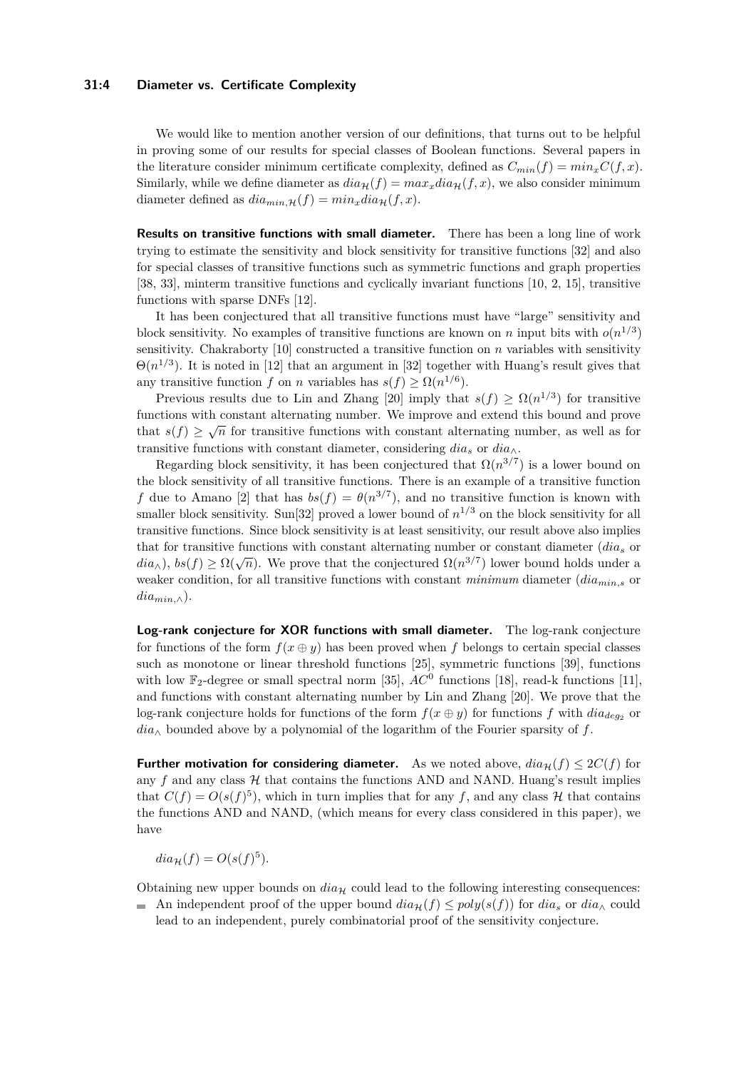We would like to mention another version of our definitions, that turns out to be helpful in proving some of our results for special classes of Boolean functions. Several papers in the literature consider minimum certificate complexity, defined as $C_{min}(f) = min_x C(f, x)$. Similarly, while we define diameter as $dia_{\mathcal{H}}(f) = max_x dia_{\mathcal{H}}(f, x)$, we also consider minimum diameter defined as $dia_{min,\mathcal{H}}(f) = min_x dia_{\mathcal{H}}(f, x)$.

**Results on transitive functions with small diameter.** There has been a long line of work trying to estimate the sensitivity and block sensitivity for transitive functions [32] and also for special classes of transitive functions such as symmetric functions and graph properties [38, 33], minterm transitive functions and cyclically invariant functions [10, 2, 15], transitive functions with sparse DNFs [12].

It has been conjectured that all transitive functions must have "large" sensitivity and block sensitivity. No examples of transitive functions are known on $n$ input bits with $o(n^{1/3})$ sensitivity. Chakraborty [10] constructed a transitive function on $n$ variables with sensitivity $\Theta(n^{1/3})$. It is noted in [12] that an argument in [32] together with Huang's result gives that any transitive function $f$ on $n$ variables has $s(f) \geq \Omega(n^{1/6})$.

Previous results due to Lin and Zhang [20] imply that $s(f) \geq \Omega(n^{1/3})$ for transitive functions with constant alternating number. We improve and extend this bound and prove that $s(f) \geq \sqrt{n}$ for transitive functions with constant alternating number, as well as for transitive functions with constant diameter, considering $dia_s$ or $dia_\wedge$.

Regarding block sensitivity, it has been conjectured that $\Omega(n^{3/7})$ is a lower bound on the block sensitivity of all transitive functions. There is an example of a transitive function $f$ due to Amano [2] that has $bs(f) = \theta(n^{3/7})$, and no transitive function is known with smaller block sensitivity. Sun[32] proved a lower bound of $n^{1/3}$ on the block sensitivity for all transitive functions. Since block sensitivity is at least sensitivity, our result above also implies that for transitive functions with constant alternating number or constant diameter ($dia_s$ or $dia_\wedge$), $bs(f) \geq \Omega(\sqrt{n})$. We prove that the conjectured $\Omega(n^{3/7})$ lower bound holds under a weaker condition, for all transitive functions with constant *minimum* diameter ($dia_{min,s}$ or $dia_{min,\wedge}$).

**Log-rank conjecture for XOR functions with small diameter.** The log-rank conjecture for functions of the form $f(x \oplus y)$ has been proved when $f$ belongs to certain special classes such as monotone or linear threshold functions [25], symmetric functions [39], functions with low $\mathbb{F}_2$-degree or small spectral norm [35], $AC^0$ functions [18], read-k functions [11], and functions with constant alternating number by Lin and Zhang [20]. We prove that the log-rank conjecture holds for functions of the form $f(x \oplus y)$ for functions $f$ with $dia_{deg_2}$ or $dia_\wedge$ bounded above by a polynomial of the logarithm of the Fourier sparsity of $f$.

**Further motivation for considering diameter.** As we noted above, $dia_{\mathcal{H}}(f) \leq 2C(f)$ for any $f$ and any class $\mathcal{H}$ that contains the functions AND and NAND. Huang's result implies that $C(f) = O(s(f)^5)$, which in turn implies that for any $f$, and any class $\mathcal{H}$ that contains the functions AND and NAND, (which means for every class considered in this paper), we have

$$dia_{\mathcal{H}}(f) = O(s(f)^5).$$

Obtaining new upper bounds on $dia_{\mathcal{H}}$ could lead to the following interesting consequences:

- An independent proof of the upper bound $dia_{\mathcal{H}}(f) \leq poly(s(f))$ for $dia_s$ or $dia_\wedge$ could lead to an independent, purely combinatorial proof of the sensitivity conjecture.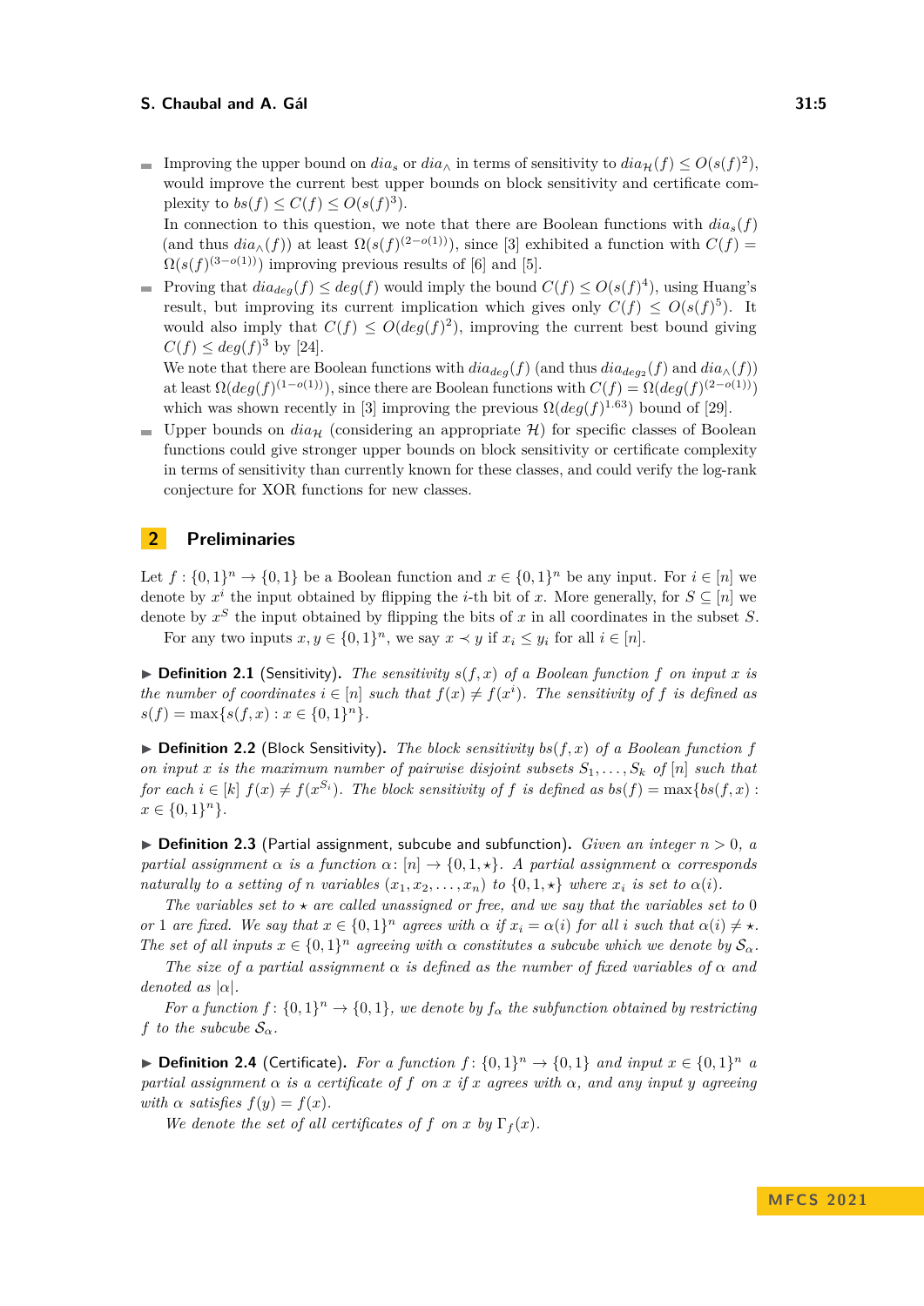- Improving the upper bound on $dia_s$ or $dia_\wedge$ in terms of sensitivity to $dia_{\mathcal{H}}(f) \leq O(s(f)^2)$, would improve the current best upper bounds on block sensitivity and certificate complexity to $bs(f) \leq C(f) \leq O(s(f)^3)$.

  In connection to this question, we note that there are Boolean functions with $dia_s(f)$ (and thus $dia_\wedge(f)$) at least $\Omega(s(f)^{(2-o(1))})$, since [3] exhibited a function with $C(f) = \Omega(s(f)^{(3-o(1))})$ improving previous results of [6] and [5].
- Proving that $dia_{deg}(f) \leq deg(f)$ would imply the bound $C(f) \leq O(s(f)^4)$, using Huang's result, but improving its current implication which gives only $C(f) \leq O(s(f)^5)$. It would also imply that $C(f) \leq O(deg(f)^2)$, improving the current best bound giving $C(f) \leq deg(f)^3$ by [24].

  We note that there are Boolean functions with $dia_{deg}(f)$ (and thus $dia_{deg_2}(f)$ and $dia_\wedge(f)$) at least $\Omega(deg(f)^{(1-o(1))})$, since there are Boolean functions with $C(f) = \Omega(deg(f)^{(2-o(1))})$ which was shown recently in [3] improving the previous $\Omega(deg(f)^{1.63})$ bound of [29].
- Upper bounds on $dia_{\mathcal{H}}$ (considering an appropriate $\mathcal{H}$) for specific classes of Boolean functions could give stronger upper bounds on block sensitivity or certificate complexity in terms of sensitivity than currently known for these classes, and could verify the log-rank conjecture for XOR functions for new classes.

## 2 Preliminaries

Let $f : \{0,1\}^n \rightarrow \{0,1\}$ be a Boolean function and $x \in \{0,1\}^n$ be any input. For $i \in [n]$ we denote by $x^i$ the input obtained by flipping the $i$-th bit of $x$. More generally, for $S \subseteq [n]$ we denote by $x^S$ the input obtained by flipping the bits of $x$ in all coordinates in the subset $S$.

For any two inputs $x, y \in \{0,1\}^n$, we say $x \prec y$ if $x_i \leq y_i$ for all $i \in [n]$.

▶ **Definition 2.1** (Sensitivity). *The sensitivity $s(f, x)$ of a Boolean function $f$ on input $x$ is the number of coordinates $i \in [n]$ such that $f(x) \neq f(x^i)$. The sensitivity of $f$ is defined as $s(f) = \max\{s(f, x) : x \in \{0,1\}^n\}$.*

▶ **Definition 2.2** (Block Sensitivity). *The block sensitivity $bs(f, x)$ of a Boolean function $f$ on input $x$ is the maximum number of pairwise disjoint subsets $S_1, \ldots, S_k$ of $[n]$ such that for each $i \in [k]$ $f(x) \neq f(x^{S_i})$. The block sensitivity of $f$ is defined as $bs(f) = \max\{bs(f, x) : x \in \{0,1\}^n\}$.*

▶ **Definition 2.3** (Partial assignment, subcube and subfunction). *Given an integer $n > 0$, a partial assignment $\alpha$ is a function $\alpha \colon [n] \rightarrow \{0, 1, \star\}$. A partial assignment $\alpha$ corresponds naturally to a setting of $n$ variables $(x_1, x_2, \ldots, x_n)$ to $\{0, 1, \star\}$ where $x_i$ is set to $\alpha(i)$.*

*The variables set to $\star$ are called unassigned or free, and we say that the variables set to 0 or 1 are fixed. We say that $x \in \{0,1\}^n$ agrees with $\alpha$ if $x_i = \alpha(i)$ for all $i$ such that $\alpha(i) \neq \star$. The set of all inputs $x \in \{0,1\}^n$ agreeing with $\alpha$ constitutes a subcube which we denote by $\mathcal{S}_\alpha$.*

*The size of a partial assignment $\alpha$ is defined as the number of fixed variables of $\alpha$ and denoted as $|\alpha|$.*

*For a function $f \colon \{0,1\}^n \rightarrow \{0,1\}$, we denote by $f_\alpha$ the subfunction obtained by restricting $f$ to the subcube $\mathcal{S}_\alpha$.*

▶ **Definition 2.4** (Certificate). *For a function $f \colon \{0,1\}^n \rightarrow \{0,1\}$ and input $x \in \{0,1\}^n$ a partial assignment $\alpha$ is a certificate of $f$ on $x$ if $x$ agrees with $\alpha$, and any input $y$ agreeing with $\alpha$ satisfies $f(y) = f(x)$.*

*We denote the set of all certificates of $f$ on $x$ by $\Gamma_f(x)$.*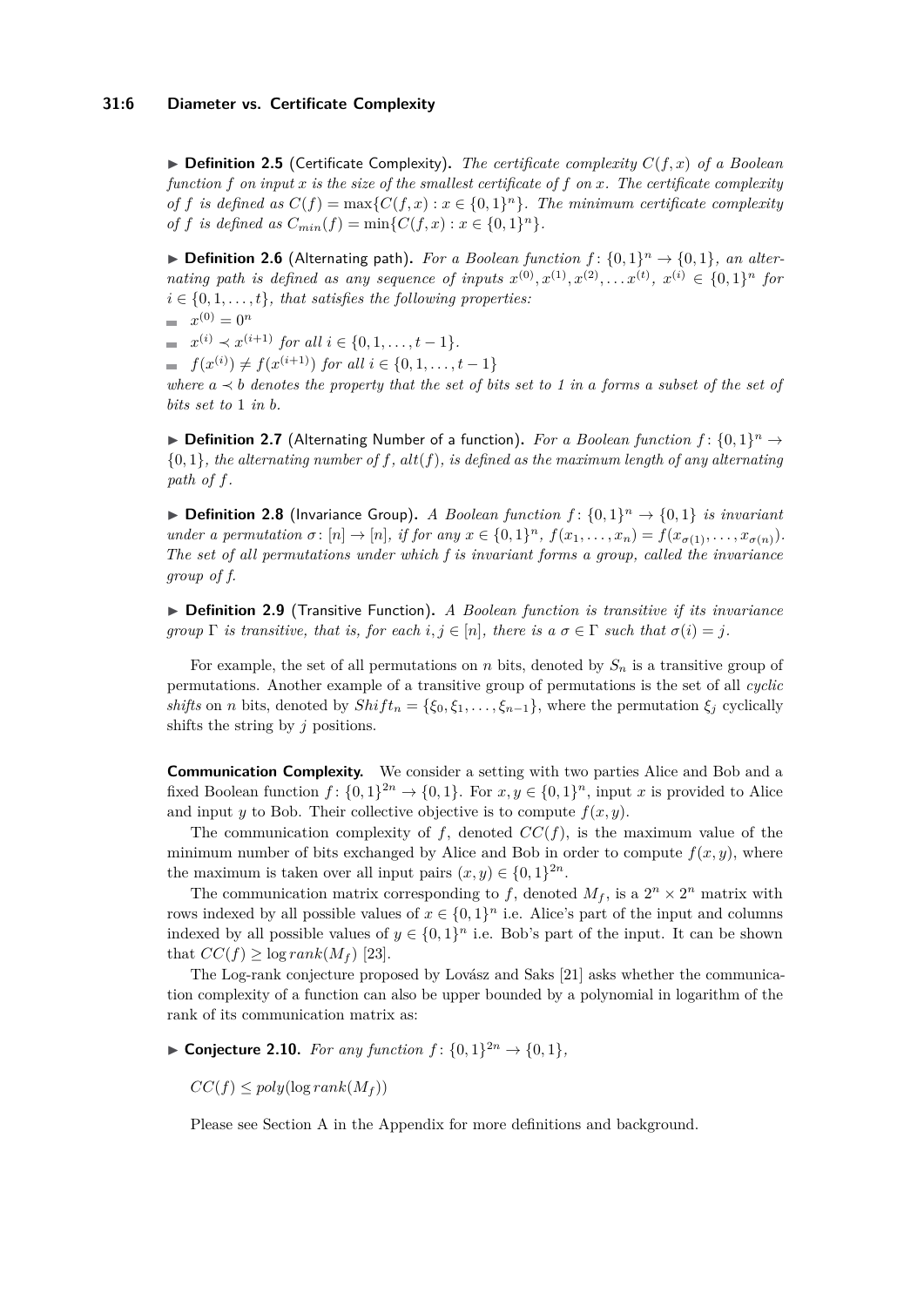▶ **Definition 2.5** (Certificate Complexity)**.** *The certificate complexity $C(f,x)$ of a Boolean function $f$ on input $x$ is the size of the smallest certificate of $f$ on $x$. The certificate complexity of $f$ is defined as $C(f) = \max\{C(f,x) : x \in \{0,1\}^n\}$. The minimum certificate complexity of $f$ is defined as $C_{min}(f) = \min\{C(f,x) : x \in \{0,1\}^n\}$.*

▶ **Definition 2.6** (Alternating path)**.** *For a Boolean function $f\colon \{0,1\}^n \to \{0,1\}$, an alternating path is defined as any sequence of inputs $x^{(0)}, x^{(1)}, x^{(2)}, \dots x^{(t)}$, $x^{(i)} \in \{0,1\}^n$ for $i \in \{0,1,\dots,t\}$, that satisfies the following properties:*

- $x^{(0)} = 0^n$
- $x^{(i)} \prec x^{(i+1)}$ *for all* $i \in \{0,1,\dots,t-1\}$.
- $f(x^{(i)}) \neq f(x^{(i+1)})$ *for all* $i \in \{0,1,\dots,t-1\}$

*where $a \prec b$ denotes the property that the set of bits set to 1 in $a$ forms a subset of the set of bits set to 1 in $b$.*

▶ **Definition 2.7** (Alternating Number of a function)**.** *For a Boolean function $f\colon \{0,1\}^n \to \{0,1\}$, the alternating number of $f$, $alt(f)$, is defined as the maximum length of any alternating path of $f$.*

▶ **Definition 2.8** (Invariance Group)**.** *A Boolean function $f\colon \{0,1\}^n \to \{0,1\}$ is invariant under a permutation $\sigma\colon [n] \to [n]$, if for any $x \in \{0,1\}^n$, $f(x_1,\dots,x_n) = f(x_{\sigma(1)},\dots,x_{\sigma(n)})$. The set of all permutations under which $f$ is invariant forms a group, called the invariance group of $f$.*

▶ **Definition 2.9** (Transitive Function)**.** *A Boolean function is transitive if its invariance group $\Gamma$ is transitive, that is, for each $i,j \in [n]$, there is a $\sigma \in \Gamma$ such that $\sigma(i) = j$.*

For example, the set of all permutations on $n$ bits, denoted by $S_n$ is a transitive group of permutations. Another example of a transitive group of permutations is the set of all *cyclic shifts* on $n$ bits, denoted by $Shift_n = \{\xi_0, \xi_1, \dots, \xi_{n-1}\}$, where the permutation $\xi_j$ cyclically shifts the string by $j$ positions.

**Communication Complexity.** We consider a setting with two parties Alice and Bob and a fixed Boolean function $f\colon \{0,1\}^{2n} \to \{0,1\}$. For $x, y \in \{0,1\}^n$, input $x$ is provided to Alice and input $y$ to Bob. Their collective objective is to compute $f(x,y)$.

The communication complexity of $f$, denoted $CC(f)$, is the maximum value of the minimum number of bits exchanged by Alice and Bob in order to compute $f(x,y)$, where the maximum is taken over all input pairs $(x,y) \in \{0,1\}^{2n}$.

The communication matrix corresponding to $f$, denoted $M_f$, is a $2^n \times 2^n$ matrix with rows indexed by all possible values of $x \in \{0,1\}^n$ i.e. Alice's part of the input and columns indexed by all possible values of $y \in \{0,1\}^n$ i.e. Bob's part of the input. It can be shown that $CC(f) \geq \log rank(M_f)$ [23].

The Log-rank conjecture proposed by Lovász and Saks [21] asks whether the communication complexity of a function can also be upper bounded by a polynomial in logarithm of the rank of its communication matrix as:

▶ **Conjecture 2.10.** *For any function $f\colon \{0,1\}^{2n} \to \{0,1\}$,*

$$CC(f) \leq poly(\log rank(M_f))$$

Please see Section A in the Appendix for more definitions and background.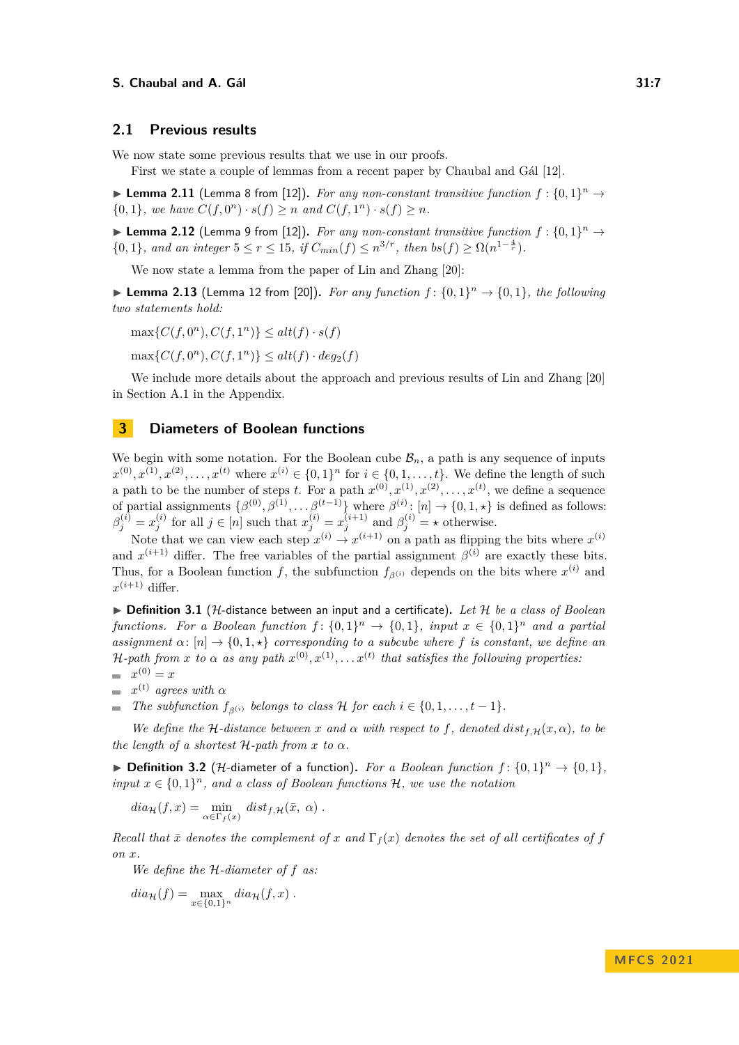## 2.1 Previous results

We now state some previous results that we use in our proofs.

First we state a couple of lemmas from a recent paper by Chaubal and Gál [12].

▶ **Lemma 2.11** (Lemma 8 from [12]). *For any non-constant transitive function $f : \{0,1\}^n \to \{0,1\}$, we have $C(f, 0^n) \cdot s(f) \geq n$ and $C(f, 1^n) \cdot s(f) \geq n$.*

▶ **Lemma 2.12** (Lemma 9 from [12]). *For any non-constant transitive function $f : \{0,1\}^n \to \{0,1\}$, and an integer $5 \leq r \leq 15$, if $C_{min}(f) \leq n^{3/r}$, then $bs(f) \geq \Omega(n^{1-\frac{4}{r}})$.*

We now state a lemma from the paper of Lin and Zhang [20]:

▶ **Lemma 2.13** (Lemma 12 from [20]). *For any function $f \colon \{0,1\}^n \to \{0,1\}$, the following two statements hold:*

$$\max\{C(f, 0^n), C(f, 1^n)\} \leq alt(f) \cdot s(f)$$

$$\max\{C(f, 0^n), C(f, 1^n)\} \leq alt(f) \cdot deg_2(f)$$

We include more details about the approach and previous results of Lin and Zhang [20] in Section A.1 in the Appendix.

# 3 Diameters of Boolean functions

We begin with some notation. For the Boolean cube $\mathcal{B}_n$, a path is any sequence of inputs $x^{(0)}, x^{(1)}, x^{(2)}, \ldots, x^{(t)}$ where $x^{(i)} \in \{0,1\}^n$ for $i \in \{0, 1, \ldots, t\}$. We define the length of such a path to be the number of steps $t$. For a path $x^{(0)}, x^{(1)}, x^{(2)}, \ldots, x^{(t)}$, we define a sequence of partial assignments $\{\beta^{(0)}, \beta^{(1)}, \ldots \beta^{(t-1)}\}$ where $\beta^{(i)} \colon [n] \to \{0, 1, \star\}$ is defined as follows: $\beta^{(i)}_j = x^{(i)}_j$ for all $j \in [n]$ such that $x^{(i)}_j = x^{(i+1)}_j$ and $\beta^{(i)}_j = \star$ otherwise.

Note that we can view each step $x^{(i)} \to x^{(i+1)}$ on a path as flipping the bits where $x^{(i)}$ and $x^{(i+1)}$ differ. The free variables of the partial assignment $\beta^{(i)}$ are exactly these bits. Thus, for a Boolean function $f$, the subfunction $f_{\beta^{(i)}}$ depends on the bits where $x^{(i)}$ and $x^{(i+1)}$ differ.

▶ **Definition 3.1** ($\mathcal{H}$-distance between an input and a certificate). *Let $\mathcal{H}$ be a class of Boolean functions. For a Boolean function $f \colon \{0,1\}^n \to \{0,1\}$, input $x \in \{0,1\}^n$ and a partial assignment $\alpha \colon [n] \to \{0, 1, \star\}$ corresponding to a subcube where $f$ is constant, we define an $\mathcal{H}$-path from $x$ to $\alpha$ as any path $x^{(0)}, x^{(1)}, \ldots x^{(t)}$ that satisfies the following properties:*

- *$x^{(0)} = x$*
- *$x^{(t)}$ agrees with $\alpha$*
- *The subfunction $f_{\beta^{(i)}}$ belongs to class $\mathcal{H}$ for each $i \in \{0, 1, \ldots, t-1\}$.*

*We define the $\mathcal{H}$-distance between $x$ and $\alpha$ with respect to $f$, denoted $dist_{f,\mathcal{H}}(x, \alpha)$, to be the length of a shortest $\mathcal{H}$-path from $x$ to $\alpha$.*

▶ **Definition 3.2** ($\mathcal{H}$-diameter of a function). *For a Boolean function $f \colon \{0,1\}^n \to \{0,1\}$, input $x \in \{0,1\}^n$, and a class of Boolean functions $\mathcal{H}$, we use the notation*

$$dia_{\mathcal{H}}(f, x) = \min_{\alpha \in \Gamma_f(x)} dist_{f,\mathcal{H}}(\bar{x}, \ \alpha) \ .$$

*Recall that $\bar{x}$ denotes the complement of $x$ and $\Gamma_f(x)$ denotes the set of all certificates of $f$ on $x$.*

*We define the $\mathcal{H}$-diameter of $f$ as:*

$$dia_{\mathcal{H}}(f) = \max_{x \in \{0,1\}^n} dia_{\mathcal{H}}(f, x) \ .$$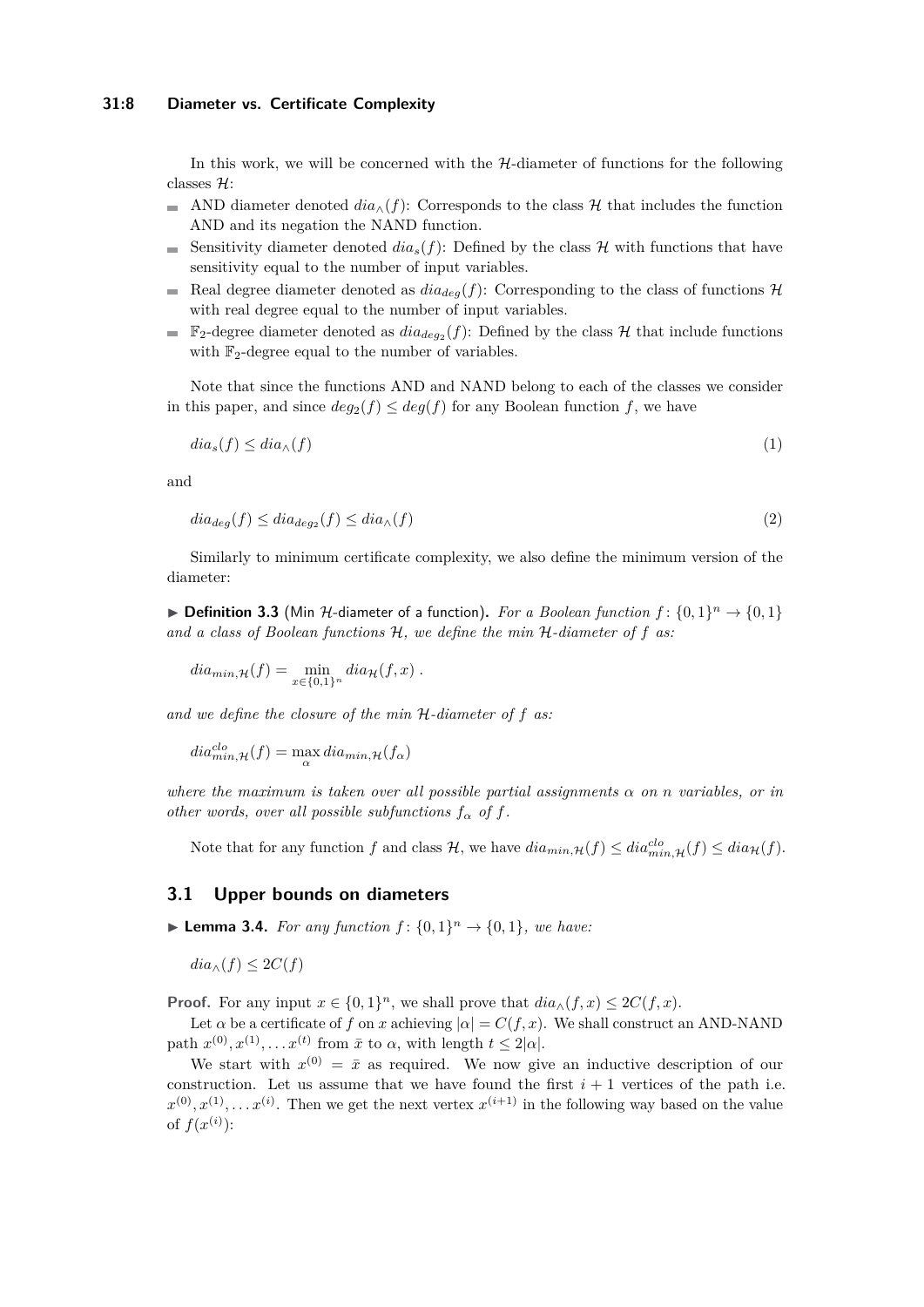In this work, we will be concerned with the $\mathcal{H}$-diameter of functions for the following classes $\mathcal{H}$:

- AND diameter denoted $dia_{\wedge}(f)$: Corresponds to the class $\mathcal{H}$ that includes the function AND and its negation the NAND function.
- Sensitivity diameter denoted $dia_s(f)$: Defined by the class $\mathcal{H}$ with functions that have sensitivity equal to the number of input variables.
- Real degree diameter denoted as $dia_{deg}(f)$: Corresponding to the class of functions $\mathcal{H}$ with real degree equal to the number of input variables.
- $\mathbb{F}_2$-degree diameter denoted as $dia_{deg_2}(f)$: Defined by the class $\mathcal{H}$ that include functions with $\mathbb{F}_2$-degree equal to the number of variables.

Note that since the functions AND and NAND belong to each of the classes we consider in this paper, and since $deg_2(f) \leq deg(f)$ for any Boolean function $f$, we have

$$dia_s(f) \leq dia_{\wedge}(f) \tag{1}$$

and

$$dia_{deg}(f) \leq dia_{deg_2}(f) \leq dia_{\wedge}(f) \tag{2}$$

Similarly to minimum certificate complexity, we also define the minimum version of the diameter:

▶ **Definition 3.3** (Min $\mathcal{H}$-diameter of a function)**.** *For a Boolean function $f\colon \{0,1\}^n \to \{0,1\}$ and a class of Boolean functions $\mathcal{H}$, we define the min $\mathcal{H}$-diameter of $f$ as:*

$$dia_{min,\mathcal{H}}(f) = \min_{x \in \{0,1\}^n} dia_{\mathcal{H}}(f,x)\ .$$

*and we define the closure of the min $\mathcal{H}$-diameter of $f$ as:*

$$dia^{clo}_{min,\mathcal{H}}(f) = \max_{\alpha} dia_{min,\mathcal{H}}(f_\alpha)$$

*where the maximum is taken over all possible partial assignments $\alpha$ on $n$ variables, or in other words, over all possible subfunctions $f_\alpha$ of $f$.*

Note that for any function $f$ and class $\mathcal{H}$, we have $dia_{min,\mathcal{H}}(f) \leq dia^{clo}_{min,\mathcal{H}}(f) \leq dia_{\mathcal{H}}(f)$.

## 3.1 Upper bounds on diameters

▶ **Lemma 3.4.** *For any function $f\colon \{0,1\}^n \to \{0,1\}$, we have:*

$$dia_{\wedge}(f) \leq 2C(f)$$

**Proof.** For any input $x \in \{0,1\}^n$, we shall prove that $dia_{\wedge}(f,x) \leq 2C(f,x)$.

Let $\alpha$ be a certificate of $f$ on $x$ achieving $|\alpha| = C(f,x)$. We shall construct an AND-NAND path $x^{(0)}, x^{(1)}, \ldots x^{(t)}$ from $\bar{x}$ to $\alpha$, with length $t \leq 2|\alpha|$.

We start with $x^{(0)} = \bar{x}$ as required. We now give an inductive description of our construction. Let us assume that we have found the first $i+1$ vertices of the path i.e. $x^{(0)}, x^{(1)}, \ldots x^{(i)}$. Then we get the next vertex $x^{(i+1)}$ in the following way based on the value of $f(x^{(i)})$: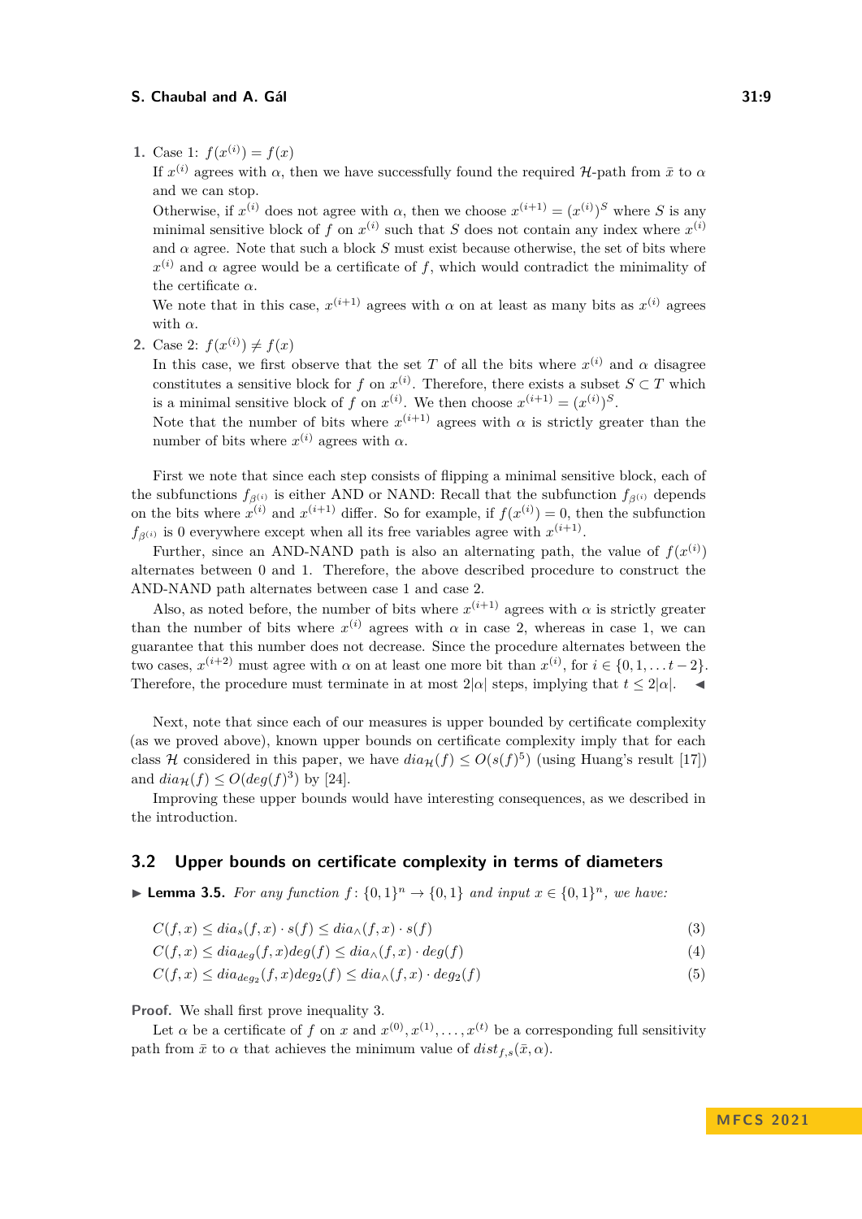1. Case 1: $f(x^{(i)}) = f(x)$

   If $x^{(i)}$ agrees with $\alpha$, then we have successfully found the required $\mathcal{H}$-path from $\bar{x}$ to $\alpha$ and we can stop.

   Otherwise, if $x^{(i)}$ does not agree with $\alpha$, then we choose $x^{(i+1)} = (x^{(i)})^S$ where $S$ is any minimal sensitive block of $f$ on $x^{(i)}$ such that $S$ does not contain any index where $x^{(i)}$ and $\alpha$ agree. Note that such a block $S$ must exist because otherwise, the set of bits where $x^{(i)}$ and $\alpha$ agree would be a certificate of $f$, which would contradict the minimality of the certificate $\alpha$.

   We note that in this case, $x^{(i+1)}$ agrees with $\alpha$ on at least as many bits as $x^{(i)}$ agrees with $\alpha$.

2. Case 2: $f(x^{(i)}) \neq f(x)$

   In this case, we first observe that the set $T$ of all the bits where $x^{(i)}$ and $\alpha$ disagree constitutes a sensitive block for $f$ on $x^{(i)}$. Therefore, there exists a subset $S \subset T$ which is a minimal sensitive block of $f$ on $x^{(i)}$. We then choose $x^{(i+1)} = (x^{(i)})^S$.

   Note that the number of bits where $x^{(i+1)}$ agrees with $\alpha$ is strictly greater than the number of bits where $x^{(i)}$ agrees with $\alpha$.

First we note that since each step consists of flipping a minimal sensitive block, each of the subfunctions $f_{\beta^{(i)}}$ is either AND or NAND: Recall that the subfunction $f_{\beta^{(i)}}$ depends on the bits where $x^{(i)}$ and $x^{(i+1)}$ differ. So for example, if $f(x^{(i)}) = 0$, then the subfunction $f_{\beta^{(i)}}$ is 0 everywhere except when all its free variables agree with $x^{(i+1)}$.

Further, since an AND-NAND path is also an alternating path, the value of $f(x^{(i)})$ alternates between 0 and 1. Therefore, the above described procedure to construct the AND-NAND path alternates between case 1 and case 2.

Also, as noted before, the number of bits where $x^{(i+1)}$ agrees with $\alpha$ is strictly greater than the number of bits where $x^{(i)}$ agrees with $\alpha$ in case 2, whereas in case 1, we can guarantee that this number does not decrease. Since the procedure alternates between the two cases, $x^{(i+2)}$ must agree with $\alpha$ on at least one more bit than $x^{(i)}$, for $i \in \{0, 1, \dots t-2\}$. Therefore, the procedure must terminate in at most $2|\alpha|$ steps, implying that $t \leq 2|\alpha|$. ◀

Next, note that since each of our measures is upper bounded by certificate complexity (as we proved above), known upper bounds on certificate complexity imply that for each class $\mathcal{H}$ considered in this paper, we have $dia_{\mathcal{H}}(f) \leq O(s(f)^5)$ (using Huang's result [17]) and $dia_{\mathcal{H}}(f) \leq O(deg(f)^3)$ by [24].

Improving these upper bounds would have interesting consequences, as we described in the introduction.

## 3.2 Upper bounds on certificate complexity in terms of diameters

▶ **Lemma 3.5.** *For any function $f\colon \{0,1\}^n \to \{0,1\}$ and input $x \in \{0,1\}^n$, we have:*

$$C(f,x) \leq dia_s(f,x) \cdot s(f) \leq dia_{\wedge}(f,x) \cdot s(f) \tag{3}$$

$$C(f,x) \leq dia_{deg}(f,x)deg(f) \leq dia_{\wedge}(f,x) \cdot deg(f) \tag{4}$$

$$C(f,x) \leq dia_{deg_2}(f,x)deg_2(f) \leq dia_{\wedge}(f,x) \cdot deg_2(f) \tag{5}$$

**Proof.** We shall first prove inequality 3.

Let $\alpha$ be a certificate of $f$ on $x$ and $x^{(0)}, x^{(1)}, \dots, x^{(t)}$ be a corresponding full sensitivity path from $\bar{x}$ to $\alpha$ that achieves the minimum value of $dist_{f,s}(\bar{x}, \alpha)$.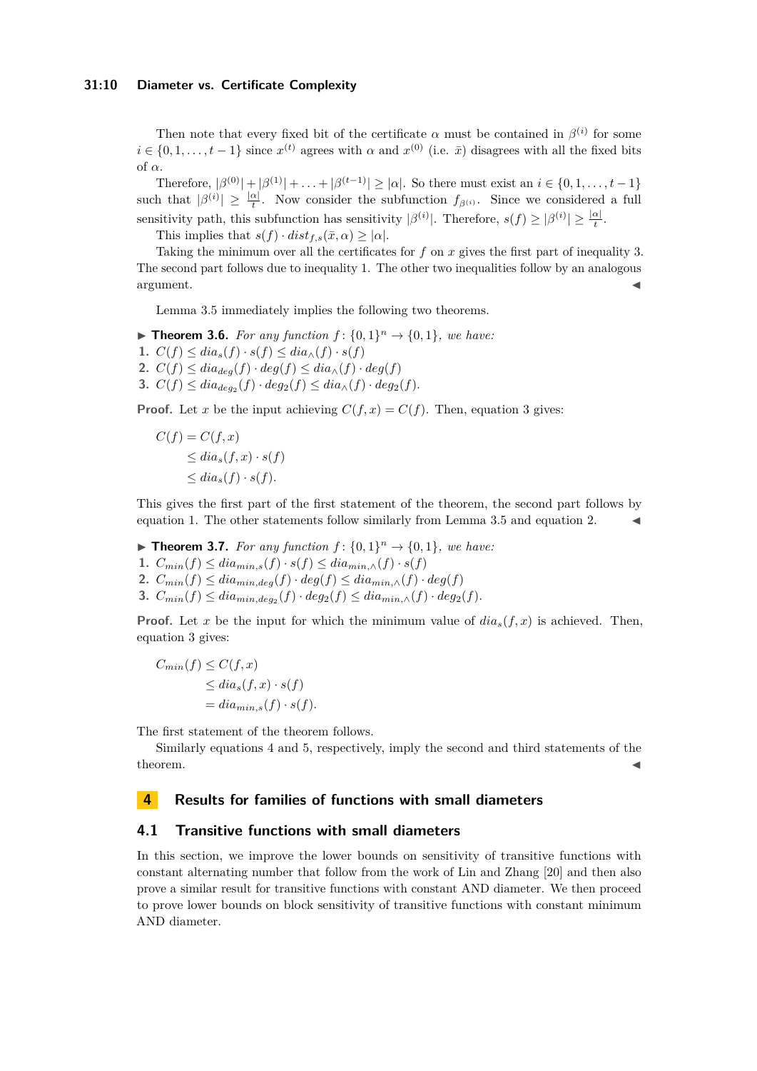Then note that every fixed bit of the certificate $\alpha$ must be contained in $\beta^{(i)}$ for some $i \in \{0, 1, \ldots, t-1\}$ since $x^{(t)}$ agrees with $\alpha$ and $x^{(0)}$ (i.e. $\bar{x}$) disagrees with all the fixed bits of $\alpha$.

Therefore, $|\beta^{(0)}| + |\beta^{(1)}| + \ldots + |\beta^{(t-1)}| \geq |\alpha|$. So there must exist an $i \in \{0, 1, \ldots, t-1\}$ such that $|\beta^{(i)}| \geq \frac{|\alpha|}{t}$. Now consider the subfunction $f_{\beta^{(i)}}$. Since we considered a full sensitivity path, this subfunction has sensitivity $|\beta^{(i)}|$. Therefore, $s(f) \geq |\beta^{(i)}| \geq \frac{|\alpha|}{t}$.

This implies that $s(f) \cdot dist_{f,s}(\bar{x}, \alpha) \geq |\alpha|$.

Taking the minimum over all the certificates for $f$ on $x$ gives the first part of inequality 3. The second part follows due to inequality 1. The other two inequalities follow by an analogous argument. ◀

Lemma 3.5 immediately implies the following two theorems.

▶ **Theorem 3.6.** *For any function $f : \{0, 1\}^n \to \{0, 1\}$, we have:*

1. $C(f) \leq dia_s(f) \cdot s(f) \leq dia_\wedge(f) \cdot s(f)$
2. $C(f) \leq dia_{deg}(f) \cdot deg(f) \leq dia_\wedge(f) \cdot deg(f)$
3. $C(f) \leq dia_{deg_2}(f) \cdot deg_2(f) \leq dia_\wedge(f) \cdot deg_2(f)$.

**Proof.** Let $x$ be the input achieving $C(f, x) = C(f)$. Then, equation 3 gives:

$$
\begin{aligned}
C(f) &= C(f, x) \\
&\leq dia_s(f, x) \cdot s(f) \\
&\leq dia_s(f) \cdot s(f).
\end{aligned}
$$

This gives the first part of the first statement of the theorem, the second part follows by equation 1. The other statements follow similarly from Lemma 3.5 and equation 2. ◀

▶ **Theorem 3.7.** *For any function $f : \{0, 1\}^n \to \{0, 1\}$, we have:*

1. $C_{min}(f) \leq dia_{min,s}(f) \cdot s(f) \leq dia_{min,\wedge}(f) \cdot s(f)$
2. $C_{min}(f) \leq dia_{min,deg}(f) \cdot deg(f) \leq dia_{min,\wedge}(f) \cdot deg(f)$
3. $C_{min}(f) \leq dia_{min,deg_2}(f) \cdot deg_2(f) \leq dia_{min,\wedge}(f) \cdot deg_2(f)$.

**Proof.** Let $x$ be the input for which the minimum value of $dia_s(f, x)$ is achieved. Then, equation 3 gives:

$$
\begin{aligned}
C_{min}(f) &\leq C(f, x) \\
&\leq dia_s(f, x) \cdot s(f) \\
&= dia_{min,s}(f) \cdot s(f).
\end{aligned}
$$

The first statement of the theorem follows.

Similarly equations 4 and 5, respectively, imply the second and third statements of the theorem. ◀

## 4 Results for families of functions with small diameters

### 4.1 Transitive functions with small diameters

In this section, we improve the lower bounds on sensitivity of transitive functions with constant alternating number that follow from the work of Lin and Zhang [20] and then also prove a similar result for transitive functions with constant AND diameter. We then proceed to prove lower bounds on block sensitivity of transitive functions with constant minimum AND diameter.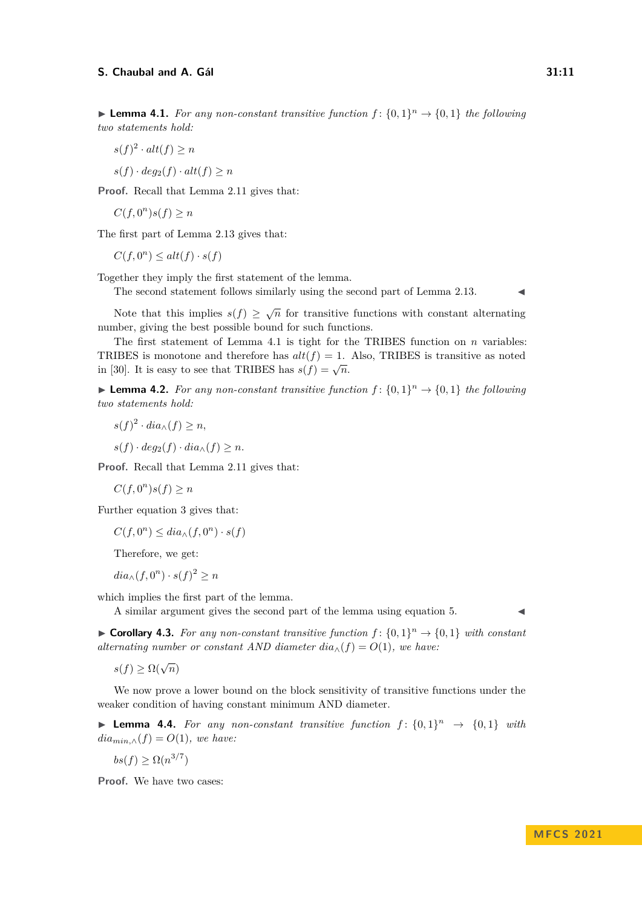▶ **Lemma 4.1.** *For any non-constant transitive function $f\colon \{0,1\}^n \to \{0,1\}$ the following two statements hold:*

$$s(f)^2 \cdot alt(f) \geq n$$

$$s(f) \cdot deg_2(f) \cdot alt(f) \geq n$$

**Proof.** Recall that Lemma 2.11 gives that:

$$C(f,0^n)s(f) \geq n$$

The first part of Lemma 2.13 gives that:

$$C(f,0^n) \leq alt(f) \cdot s(f)$$

Together they imply the first statement of the lemma.

The second statement follows similarly using the second part of Lemma 2.13. ◀

Note that this implies $s(f) \geq \sqrt{n}$ for transitive functions with constant alternating number, giving the best possible bound for such functions.

The first statement of Lemma 4.1 is tight for the TRIBES function on $n$ variables: TRIBES is monotone and therefore has $alt(f) = 1$. Also, TRIBES is transitive as noted in [30]. It is easy to see that TRIBES has $s(f) = \sqrt{n}$.

▶ **Lemma 4.2.** *For any non-constant transitive function $f\colon \{0,1\}^n \to \{0,1\}$ the following two statements hold:*

$$s(f)^2 \cdot dia_{\wedge}(f) \geq n,$$

$$s(f) \cdot deg_2(f) \cdot dia_{\wedge}(f) \geq n.$$

**Proof.** Recall that Lemma 2.11 gives that:

$$C(f,0^n)s(f) \geq n$$

Further equation 3 gives that:

$$C(f,0^n) \leq dia_{\wedge}(f,0^n) \cdot s(f)$$

Therefore, we get:

$$dia_{\wedge}(f,0^n) \cdot s(f)^2 \geq n$$

which implies the first part of the lemma.

A similar argument gives the second part of the lemma using equation 5. ◀

▶ **Corollary 4.3.** *For any non-constant transitive function $f\colon \{0,1\}^n \to \{0,1\}$ with constant alternating number or constant AND diameter $dia_{\wedge}(f) = O(1)$, we have:*

$$s(f) \geq \Omega(\sqrt{n})$$

We now prove a lower bound on the block sensitivity of transitive functions under the weaker condition of having constant minimum AND diameter.

▶ **Lemma 4.4.** *For any non-constant transitive function $f\colon \{0,1\}^n \to \{0,1\}$ with $dia_{min,\wedge}(f) = O(1)$, we have:*

$$bs(f) \geq \Omega(n^{3/7})$$

**Proof.** We have two cases: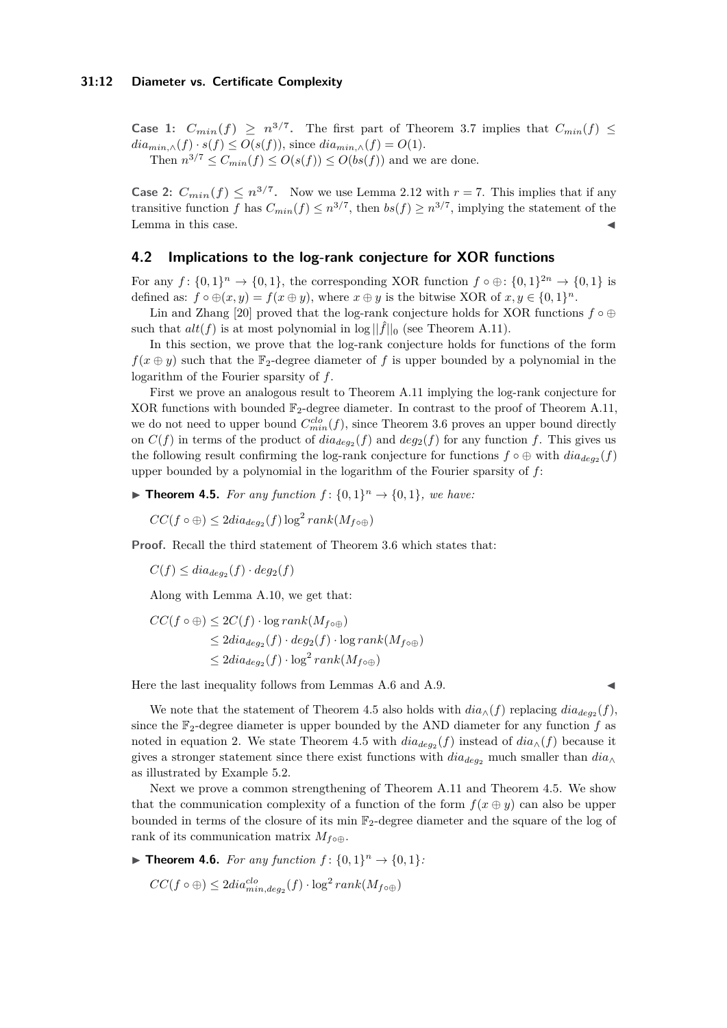**Case 1: $C_{min}(f) \geq n^{3/7}$.** The first part of Theorem 3.7 implies that $C_{min}(f) \leq dia_{min,\wedge}(f) \cdot s(f) \leq O(s(f))$, since $dia_{min,\wedge}(f) = O(1)$.

Then $n^{3/7} \leq C_{min}(f) \leq O(s(f)) \leq O(bs(f))$ and we are done.

**Case 2: $C_{min}(f) \leq n^{3/7}$.** Now we use Lemma 2.12 with $r = 7$. This implies that if any transitive function $f$ has $C_{min}(f) \leq n^{3/7}$, then $bs(f) \geq n^{3/7}$, implying the statement of the Lemma in this case. ◀

## 4.2 Implications to the log-rank conjecture for XOR functions

For any $f\colon \{0,1\}^n \to \{0,1\}$, the corresponding XOR function $f \circ \oplus\colon \{0,1\}^{2n} \to \{0,1\}$ is defined as: $f \circ \oplus(x, y) = f(x \oplus y)$, where $x \oplus y$ is the bitwise XOR of $x, y \in \{0,1\}^n$.

Lin and Zhang [20] proved that the log-rank conjecture holds for XOR functions $f \circ \oplus$ such that $alt(f)$ is at most polynomial in $\log ||\hat{f}||_0$ (see Theorem A.11).

In this section, we prove that the log-rank conjecture holds for functions of the form $f(x \oplus y)$ such that the $\mathbb{F}_2$-degree diameter of $f$ is upper bounded by a polynomial in the logarithm of the Fourier sparsity of $f$.

First we prove an analogous result to Theorem A.11 implying the log-rank conjecture for XOR functions with bounded $\mathbb{F}_2$-degree diameter. In contrast to the proof of Theorem A.11, we do not need to upper bound $C^{clo}_{min}(f)$, since Theorem 3.6 proves an upper bound directly on $C(f)$ in terms of the product of $dia_{deg_2}(f)$ and $deg_2(f)$ for any function $f$. This gives us the following result confirming the log-rank conjecture for functions $f \circ \oplus$ with $dia_{deg_2}(f)$ upper bounded by a polynomial in the logarithm of the Fourier sparsity of $f$:

▶ **Theorem 4.5.** *For any function $f\colon \{0,1\}^n \to \{0,1\}$, we have:*

$$CC(f \circ \oplus) \leq 2dia_{deg_2}(f) \log^2 rank(M_{f\circ\oplus})$$

**Proof.** Recall the third statement of Theorem 3.6 which states that:

$$C(f) \leq dia_{deg_2}(f) \cdot deg_2(f)$$

Along with Lemma A.10, we get that:

$$\begin{aligned} CC(f \circ \oplus) &\leq 2C(f) \cdot \log rank(M_{f\circ\oplus}) \\ &\leq 2dia_{deg_2}(f) \cdot deg_2(f) \cdot \log rank(M_{f\circ\oplus}) \\ &\leq 2dia_{deg_2}(f) \cdot \log^2 rank(M_{f\circ\oplus}) \end{aligned}$$

Here the last inequality follows from Lemmas A.6 and A.9. ◀

We note that the statement of Theorem 4.5 also holds with $dia_{\wedge}(f)$ replacing $dia_{deg_2}(f)$, since the $\mathbb{F}_2$-degree diameter is upper bounded by the AND diameter for any function $f$ as noted in equation 2. We state Theorem 4.5 with $dia_{deg_2}(f)$ instead of $dia_{\wedge}(f)$ because it gives a stronger statement since there exist functions with $dia_{deg_2}$ much smaller than $dia_{\wedge}$ as illustrated by Example 5.2.

Next we prove a common strengthening of Theorem A.11 and Theorem 4.5. We show that the communication complexity of a function of the form $f(x \oplus y)$ can also be upper bounded in terms of the closure of its min $\mathbb{F}_2$-degree diameter and the square of the log of rank of its communication matrix $M_{f\circ\oplus}$.

▶ **Theorem 4.6.** *For any function $f\colon \{0,1\}^n \to \{0,1\}$:*

$$CC(f \circ \oplus) \leq 2dia^{clo}_{min,deg_2}(f) \cdot \log^2 rank(M_{f\circ\oplus})$$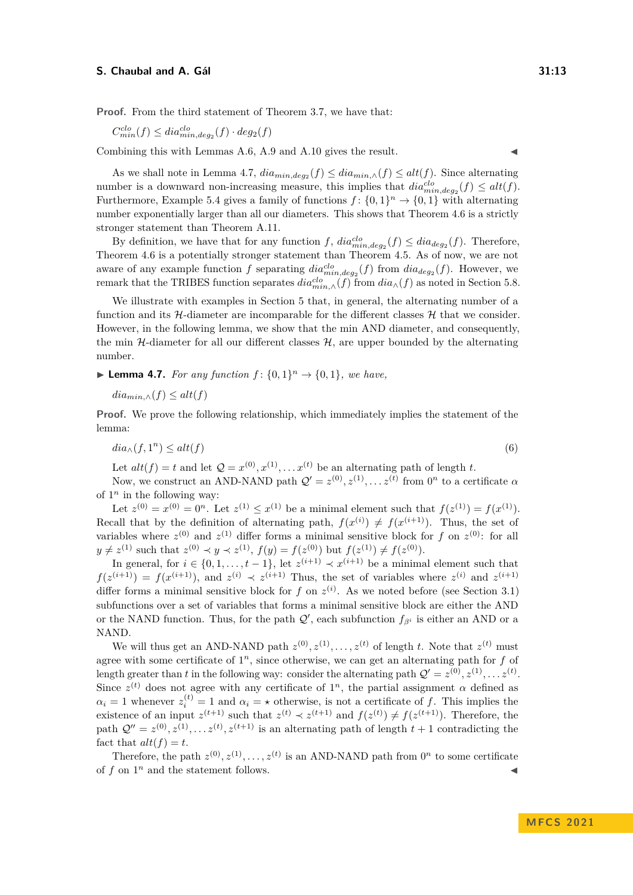**Proof.** From the third statement of Theorem 3.7, we have that:

$C^{clo}_{min}(f) \leq dia^{clo}_{min,deg_2}(f) \cdot deg_2(f)$

Combining this with Lemmas A.6, A.9 and A.10 gives the result. ◀

As we shall note in Lemma 4.7, $dia_{min,deg_2}(f) \leq dia_{min,\wedge}(f) \leq alt(f)$. Since alternating number is a downward non-increasing measure, this implies that $dia^{clo}_{min,deg_2}(f) \leq alt(f)$. Furthermore, Example 5.4 gives a family of functions $f \colon \{0,1\}^n \to \{0,1\}$ with alternating number exponentially larger than all our diameters. This shows that Theorem 4.6 is a strictly stronger statement than Theorem A.11.

By definition, we have that for any function $f$, $dia^{clo}_{min,deg_2}(f) \leq dia_{deg_2}(f)$. Therefore, Theorem 4.6 is a potentially stronger statement than Theorem 4.5. As of now, we are not aware of any example function $f$ separating $dia^{clo}_{min,deg_2}(f)$ from $dia_{deg_2}(f)$. However, we remark that the TRIBES function separates $dia^{clo}_{min,\wedge}(f)$ from $dia_{\wedge}(f)$ as noted in Section 5.8.

We illustrate with examples in Section 5 that, in general, the alternating number of a function and its $\mathcal{H}$-diameter are incomparable for the different classes $\mathcal{H}$ that we consider. However, in the following lemma, we show that the min AND diameter, and consequently, the min $\mathcal{H}$-diameter for all our different classes $\mathcal{H}$, are upper bounded by the alternating number.

▶ **Lemma 4.7.** *For any function $f \colon \{0,1\}^n \to \{0,1\}$, we have,*

$dia_{min,\wedge}(f) \leq alt(f)$

**Proof.** We prove the following relationship, which immediately implies the statement of the lemma:

$$dia_{\wedge}(f, 1^n) \leq alt(f) \tag{6}$$

Let $alt(f) = t$ and let $\mathcal{Q} = x^{(0)}, x^{(1)}, \ldots x^{(t)}$ be an alternating path of length $t$.

Now, we construct an AND-NAND path $\mathcal{Q}' = z^{(0)}, z^{(1)}, \ldots z^{(t)}$ from $0^n$ to a certificate $\alpha$ of $1^n$ in the following way:

Let $z^{(0)} = x^{(0)} = 0^n$. Let $z^{(1)} \leq x^{(1)}$ be a minimal element such that $f(z^{(1)}) = f(x^{(1)})$. Recall that by the definition of alternating path, $f(x^{(i)}) \neq f(x^{(i+1)})$. Thus, the set of variables where $z^{(0)}$ and $z^{(1)}$ differ forms a minimal sensitive block for $f$ on $z^{(0)}$: for all $y \neq z^{(1)}$ such that $z^{(0)} \prec y \prec z^{(1)}$, $f(y) = f(z^{(0)})$ but $f(z^{(1)}) \neq f(z^{(0)})$.

In general, for $i \in \{0, 1, \ldots, t-1\}$, let $z^{(i+1)} \prec x^{(i+1)}$ be a minimal element such that $f(z^{(i+1)}) = f(x^{(i+1)})$, and $z^{(i)} \prec z^{(i+1)}$ Thus, the set of variables where $z^{(i)}$ and $z^{(i+1)}$ differ forms a minimal sensitive block for $f$ on $z^{(i)}$. As we noted before (see Section 3.1) subfunctions over a set of variables that forms a minimal sensitive block are either the AND or the NAND function. Thus, for the path $\mathcal{Q}'$, each subfunction $f_{\beta^i}$ is either an AND or a NAND.

We will thus get an AND-NAND path $z^{(0)}, z^{(1)}, \ldots, z^{(t)}$ of length $t$. Note that $z^{(t)}$ must agree with some certificate of $1^n$, since otherwise, we can get an alternating path for $f$ of length greater than $t$ in the following way: consider the alternating path $\mathcal{Q}' = z^{(0)}, z^{(1)}, \ldots z^{(t)}$. Since $z^{(t)}$ does not agree with any certificate of $1^n$, the partial assignment $\alpha$ defined as $\alpha_i = 1$ whenever $z^{(t)}_i = 1$ and $\alpha_i = \star$ otherwise, is not a certificate of $f$. This implies the existence of an input $z^{(t+1)}$ such that $z^{(t)} \prec z^{(t+1)}$ and $f(z^{(t)}) \neq f(z^{(t+1)})$. Therefore, the path $\mathcal{Q}'' = z^{(0)}, z^{(1)}, \ldots z^{(t)}, z^{(t+1)}$ is an alternating path of length $t+1$ contradicting the fact that $alt(f) = t$.

Therefore, the path $z^{(0)}, z^{(1)}, \ldots, z^{(t)}$ is an AND-NAND path from $0^n$ to some certificate of $f$ on $1^n$ and the statement follows. ◀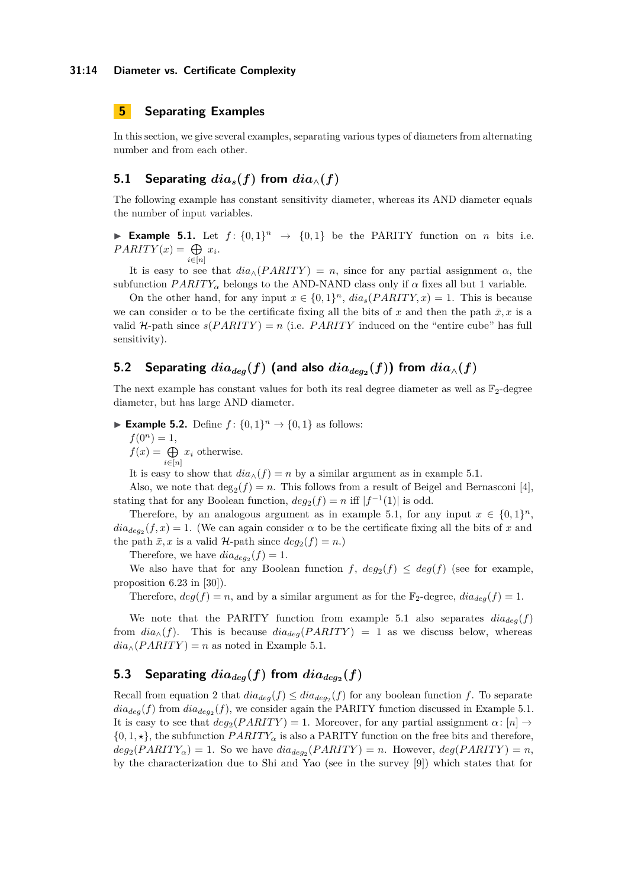## 5 Separating Examples

In this section, we give several examples, separating various types of diameters from alternating number and from each other.

### 5.1 Separating $dia_s(f)$ from $dia_\wedge(f)$

The following example has constant sensitivity diameter, whereas its AND diameter equals the number of input variables.

▶ **Example 5.1.** Let $f\colon \{0,1\}^n \to \{0,1\}$ be the PARITY function on $n$ bits i.e. $PARITY(x) = \bigoplus_{i\in[n]} x_i$.

It is easy to see that $dia_\wedge(PARITY) = n$, since for any partial assignment $\alpha$, the subfunction $PARITY_\alpha$ belongs to the AND-NAND class only if $\alpha$ fixes all but 1 variable.

On the other hand, for any input $x \in \{0,1\}^n$, $dia_s(PARITY, x) = 1$. This is because we can consider $\alpha$ to be the certificate fixing all the bits of $x$ and then the path $\bar{x}, x$ is a valid $\mathcal{H}$-path since $s(PARITY) = n$ (i.e. $PARITY$ induced on the "entire cube" has full sensitivity).

### 5.2 Separating $dia_{deg}(f)$ (and also $dia_{deg_2}(f)$) from $dia_\wedge(f)$

The next example has constant values for both its real degree diameter as well as $\mathbb{F}_2$-degree diameter, but has large AND diameter.

▶ **Example 5.2.** Define $f\colon \{0,1\}^n \to \{0,1\}$ as follows:

$f(0^n) = 1$,

$f(x) = \bigoplus_{i\in[n]} x_i$ otherwise.

It is easy to show that $dia_\wedge(f) = n$ by a similar argument as in example 5.1.

Also, we note that $\deg_2(f) = n$. This follows from a result of Beigel and Bernasconi [4], stating that for any Boolean function, $deg_2(f) = n$ iff $|f^{-1}(1)|$ is odd.

Therefore, by an analogous argument as in example 5.1, for any input $x \in \{0,1\}^n$, $dia_{deg_2}(f, x) = 1$. (We can again consider $\alpha$ to be the certificate fixing all the bits of $x$ and the path $\bar{x}, x$ is a valid $\mathcal{H}$-path since $deg_2(f) = n$.)

Therefore, we have $dia_{deg_2}(f) = 1$.

We also have that for any Boolean function $f$, $deg_2(f) \leq deg(f)$ (see for example, proposition 6.23 in [30]).

Therefore, $deg(f) = n$, and by a similar argument as for the $\mathbb{F}_2$-degree, $dia_{deg}(f) = 1$.

We note that the PARITY function from example 5.1 also separates $dia_{deg}(f)$ from $dia_\wedge(f)$. This is because $dia_{deg}(PARITY) = 1$ as we discuss below, whereas $dia_\wedge(PARITY) = n$ as noted in Example 5.1.

### 5.3 Separating $dia_{deg}(f)$ from $dia_{deg_2}(f)$

Recall from equation 2 that $dia_{deg}(f) \leq dia_{deg_2}(f)$ for any boolean function $f$. To separate $dia_{deg}(f)$ from $dia_{deg_2}(f)$, we consider again the PARITY function discussed in Example 5.1. It is easy to see that $deg_2(PARITY) = 1$. Moreover, for any partial assignment $\alpha\colon [n] \to \{0,1,\star\}$, the subfunction $PARITY_\alpha$ is also a PARITY function on the free bits and therefore, $deg_2(PARITY_\alpha) = 1$. So we have $dia_{deg_2}(PARITY) = n$. However, $deg(PARITY) = n$, by the characterization due to Shi and Yao (see in the survey [9]) which states that for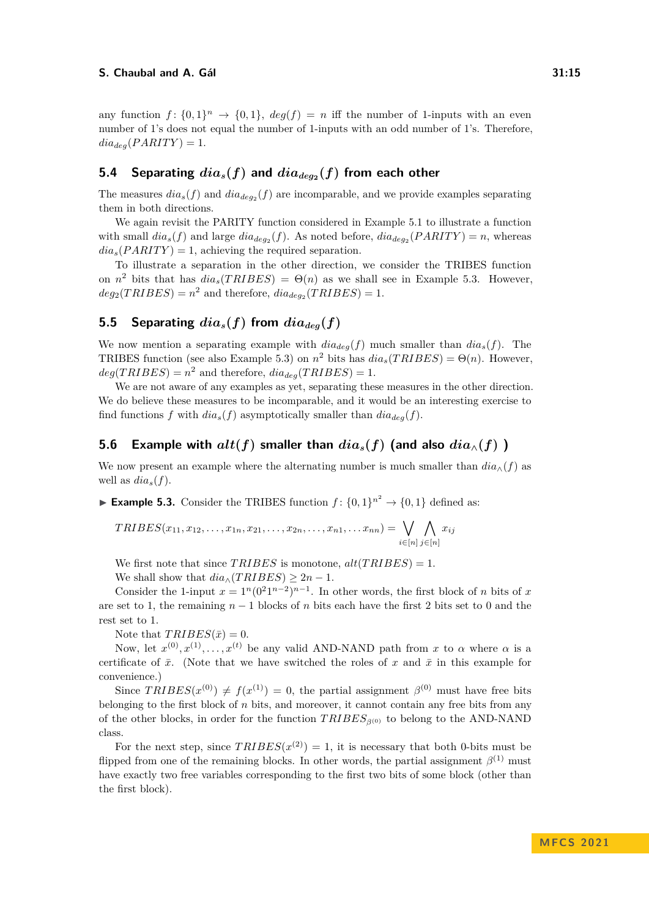any function $f\colon \{0,1\}^n \to \{0,1\}$, $deg(f) = n$ iff the number of 1-inputs with an even number of 1's does not equal the number of 1-inputs with an odd number of 1's. Therefore, $dia_{deg}(PARITY) = 1$.

### 5.4 Separating $dia_s(f)$ and $dia_{deg_2}(f)$ from each other

The measures $dia_s(f)$ and $dia_{deg_2}(f)$ are incomparable, and we provide examples separating them in both directions.

We again revisit the PARITY function considered in Example 5.1 to illustrate a function with small $dia_s(f)$ and large $dia_{deg_2}(f)$. As noted before, $dia_{deg_2}(PARITY) = n$, whereas $dia_s(PARITY) = 1$, achieving the required separation.

To illustrate a separation in the other direction, we consider the TRIBES function on $n^2$ bits that has $dia_s(TRIBES) = \Theta(n)$ as we shall see in Example 5.3. However, $deg_2(TRIBES) = n^2$ and therefore, $dia_{deg_2}(TRIBES) = 1$.

### 5.5 Separating $dia_s(f)$ from $dia_{deg}(f)$

We now mention a separating example with $dia_{deg}(f)$ much smaller than $dia_s(f)$. The TRIBES function (see also Example 5.3) on $n^2$ bits has $dia_s(TRIBES) = \Theta(n)$. However, $deg(TRIBES) = n^2$ and therefore, $dia_{deg}(TRIBES) = 1$.

We are not aware of any examples as yet, separating these measures in the other direction. We do believe these measures to be incomparable, and it would be an interesting exercise to find functions $f$ with $dia_s(f)$ asymptotically smaller than $dia_{deg}(f)$.

### 5.6 Example with $alt(f)$ smaller than $dia_s(f)$ (and also $dia_\wedge(f)$ )

We now present an example where the alternating number is much smaller than $dia_\wedge(f)$ as well as $dia_s(f)$.

▶ **Example 5.3.** Consider the TRIBES function $f\colon \{0,1\}^{n^2} \to \{0,1\}$ defined as:

$$TRIBES(x_{11}, x_{12}, \ldots, x_{1n}, x_{21}, \ldots, x_{2n}, \ldots, x_{n1}, \ldots x_{nn}) = \bigvee_{i\in[n]} \bigwedge_{j\in[n]} x_{ij}$$

We first note that since $TRIBES$ is monotone, $alt(TRIBES) = 1$.

We shall show that $dia_\wedge(TRIBES) \geq 2n - 1$.

Consider the 1-input $x = 1^n(0^2 1^{n-2})^{n-1}$. In other words, the first block of $n$ bits of $x$ are set to 1, the remaining $n-1$ blocks of $n$ bits each have the first 2 bits set to 0 and the rest set to 1.

Note that $TRIBES(\bar{x}) = 0$.

Now, let $x^{(0)}, x^{(1)}, \ldots, x^{(t)}$ be any valid AND-NAND path from $x$ to $\alpha$ where $\alpha$ is a certificate of $\bar{x}$. (Note that we have switched the roles of $x$ and $\bar{x}$ in this example for convenience.)

Since $TRIBES(x^{(0)}) \neq f(x^{(1)}) = 0$, the partial assignment $\beta^{(0)}$ must have free bits belonging to the first block of $n$ bits, and moreover, it cannot contain any free bits from any of the other blocks, in order for the function $TRIBES_{\beta^{(0)}}$ to belong to the AND-NAND class.

For the next step, since $TRIBES(x^{(2)}) = 1$, it is necessary that both 0-bits must be flipped from one of the remaining blocks. In other words, the partial assignment $\beta^{(1)}$ must have exactly two free variables corresponding to the first two bits of some block (other than the first block).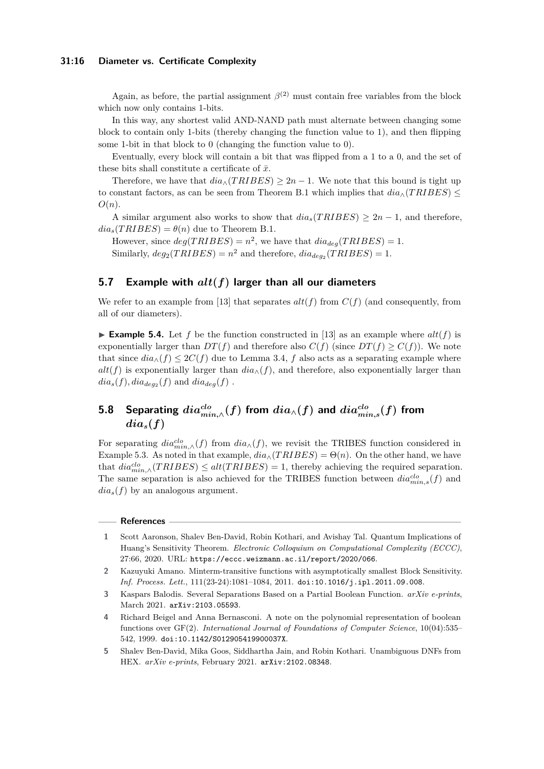Again, as before, the partial assignment $\beta^{(2)}$ must contain free variables from the block which now only contains 1-bits.

In this way, any shortest valid AND-NAND path must alternate between changing some block to contain only 1-bits (thereby changing the function value to 1), and then flipping some 1-bit in that block to 0 (changing the function value to 0).

Eventually, every block will contain a bit that was flipped from a 1 to a 0, and the set of these bits shall constitute a certificate of $\bar{x}$.

Therefore, we have that $dia_{\wedge}(TRIBES) \geq 2n - 1$. We note that this bound is tight up to constant factors, as can be seen from Theorem B.1 which implies that $dia_{\wedge}(TRIBES) \leq O(n)$.

A similar argument also works to show that $dia_s(TRIBES) \geq 2n - 1$, and therefore, $dia_s(TRIBES) = \theta(n)$ due to Theorem B.1.

However, since $deg(TRIBES) = n^2$, we have that $dia_{deg}(TRIBES) = 1$.

Similarly, $deg_2(TRIBES) = n^2$ and therefore, $dia_{deg_2}(TRIBES) = 1$.

## 5.7 Example with $alt(f)$ larger than all our diameters

We refer to an example from [13] that separates $alt(f)$ from $C(f)$ (and consequently, from all of our diameters).

▶ **Example 5.4.** Let $f$ be the function constructed in [13] as an example where $alt(f)$ is exponentially larger than $DT(f)$ and therefore also $C(f)$ (since $DT(f) \geq C(f)$). We note that since $dia_{\wedge}(f) \leq 2C(f)$ due to Lemma 3.4, $f$ also acts as a separating example where $alt(f)$ is exponentially larger than $dia_{\wedge}(f)$, and therefore, also exponentially larger than $dia_s(f), dia_{deg_2}(f)$ and $dia_{deg}(f)$ .

## 5.8 Separating $dia^{clo}_{min,\wedge}(f)$ from $dia_{\wedge}(f)$ and $dia^{clo}_{min,s}(f)$ from $dia_s(f)$

For separating $dia^{clo}_{min,\wedge}(f)$ from $dia_{\wedge}(f)$, we revisit the TRIBES function considered in Example 5.3. As noted in that example, $dia_{\wedge}(TRIBES) = \Theta(n)$. On the other hand, we have that $dia^{clo}_{min,\wedge}(TRIBES) \leq alt(TRIBES) = 1$, thereby achieving the required separation. The same separation is also achieved for the TRIBES function between $dia^{clo}_{min,s}(f)$ and $dia_s(f)$ by an analogous argument.

## References

1. Scott Aaronson, Shalev Ben-David, Robin Kothari, and Avishay Tal. Quantum Implications of Huang's Sensitivity Theorem. *Electronic Colloquium on Computational Complexity (ECCC)*, 27:66, 2020. URL: https://eccc.weizmann.ac.il/report/2020/066.
2. Kazuyuki Amano. Minterm-transitive functions with asymptotically smallest Block Sensitivity. *Inf. Process. Lett.*, 111(23-24):1081–1084, 2011. doi:10.1016/j.ipl.2011.09.008.
3. Kaspars Balodis. Several Separations Based on a Partial Boolean Function. *arXiv e-prints*, March 2021. arXiv:2103.05593.
4. Richard Beigel and Anna Bernasconi. A note on the polynomial representation of boolean functions over GF(2). *International Journal of Foundations of Computer Science*, 10(04):535–542, 1999. doi:10.1142/S012905419900037X.
5. Shalev Ben-David, Mika Goos, Siddhartha Jain, and Robin Kothari. Unambiguous DNFs from HEX. *arXiv e-prints*, February 2021. arXiv:2102.08348.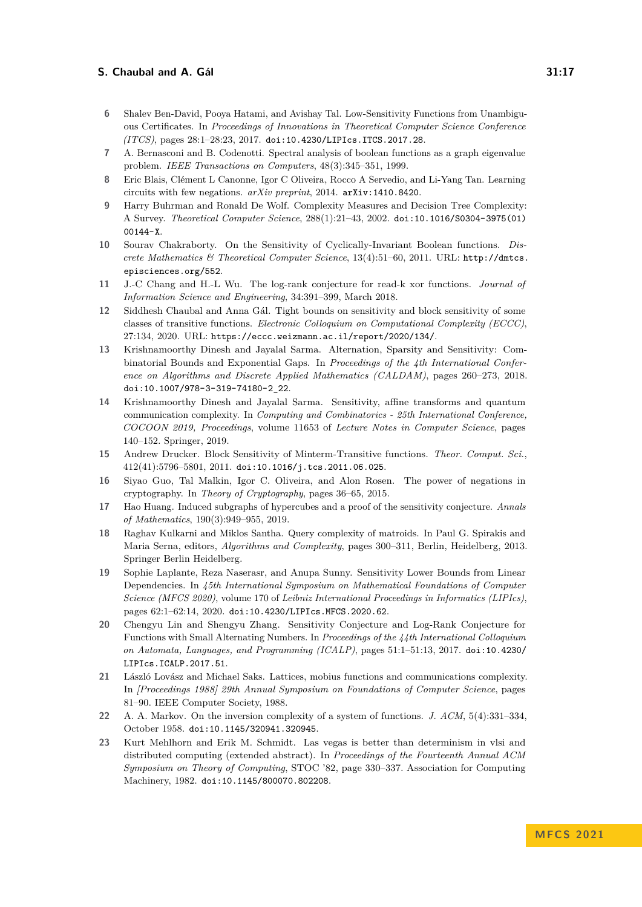6. Shalev Ben-David, Pooya Hatami, and Avishay Tal. Low-Sensitivity Functions from Unambiguous Certificates. In *Proceedings of Innovations in Theoretical Computer Science Conference (ITCS)*, pages 28:1–28:23, 2017. doi:10.4230/LIPIcs.ITCS.2017.28.
7. A. Bernasconi and B. Codenotti. Spectral analysis of boolean functions as a graph eigenvalue problem. *IEEE Transactions on Computers*, 48(3):345–351, 1999.
8. Eric Blais, Clément L Canonne, Igor C Oliveira, Rocco A Servedio, and Li-Yang Tan. Learning circuits with few negations. *arXiv preprint*, 2014. arXiv:1410.8420.
9. Harry Buhrman and Ronald De Wolf. Complexity Measures and Decision Tree Complexity: A Survey. *Theoretical Computer Science*, 288(1):21–43, 2002. doi:10.1016/S0304-3975(01)00144-X.
10. Sourav Chakraborty. On the Sensitivity of Cyclically-Invariant Boolean functions. *Discrete Mathematics & Theoretical Computer Science*, 13(4):51–60, 2011. URL: http://dmtcs.episciences.org/552.
11. J.-C Chang and H.-L Wu. The log-rank conjecture for read-k xor functions. *Journal of Information Science and Engineering*, 34:391–399, March 2018.
12. Siddhesh Chaubal and Anna Gál. Tight bounds on sensitivity and block sensitivity of some classes of transitive functions. *Electronic Colloquium on Computational Complexity (ECCC)*, 27:134, 2020. URL: https://eccc.weizmann.ac.il/report/2020/134/.
13. Krishnamoorthy Dinesh and Jayalal Sarma. Alternation, Sparsity and Sensitivity: Combinatorial Bounds and Exponential Gaps. In *Proceedings of the 4th International Conference on Algorithms and Discrete Applied Mathematics (CALDAM)*, pages 260–273, 2018. doi:10.1007/978-3-319-74180-2_22.
14. Krishnamoorthy Dinesh and Jayalal Sarma. Sensitivity, affine transforms and quantum communication complexity. In *Computing and Combinatorics - 25th International Conference, COCOON 2019, Proceedings*, volume 11653 of *Lecture Notes in Computer Science*, pages 140–152. Springer, 2019.
15. Andrew Drucker. Block Sensitivity of Minterm-Transitive functions. *Theor. Comput. Sci.*, 412(41):5796–5801, 2011. doi:10.1016/j.tcs.2011.06.025.
16. Siyao Guo, Tal Malkin, Igor C. Oliveira, and Alon Rosen. The power of negations in cryptography. In *Theory of Cryptography*, pages 36–65, 2015.
17. Hao Huang. Induced subgraphs of hypercubes and a proof of the sensitivity conjecture. *Annals of Mathematics*, 190(3):949–955, 2019.
18. Raghav Kulkarni and Miklos Santha. Query complexity of matroids. In Paul G. Spirakis and Maria Serna, editors, *Algorithms and Complexity*, pages 300–311, Berlin, Heidelberg, 2013. Springer Berlin Heidelberg.
19. Sophie Laplante, Reza Naserasr, and Anupa Sunny. Sensitivity Lower Bounds from Linear Dependencies. In *45th International Symposium on Mathematical Foundations of Computer Science (MFCS 2020)*, volume 170 of *Leibniz International Proceedings in Informatics (LIPIcs)*, pages 62:1–62:14, 2020. doi:10.4230/LIPIcs.MFCS.2020.62.
20. Chengyu Lin and Shengyu Zhang. Sensitivity Conjecture and Log-Rank Conjecture for Functions with Small Alternating Numbers. In *Proceedings of the 44th International Colloquium on Automata, Languages, and Programming (ICALP)*, pages 51:1–51:13, 2017. doi:10.4230/LIPIcs.ICALP.2017.51.
21. László Lovász and Michael Saks. Lattices, mobius functions and communications complexity. In *[Proceedings 1988] 29th Annual Symposium on Foundations of Computer Science*, pages 81–90. IEEE Computer Society, 1988.
22. A. A. Markov. On the inversion complexity of a system of functions. *J. ACM*, 5(4):331–334, October 1958. doi:10.1145/320941.320945.
23. Kurt Mehlhorn and Erik M. Schmidt. Las vegas is better than determinism in vlsi and distributed computing (extended abstract). In *Proceedings of the Fourteenth Annual ACM Symposium on Theory of Computing*, STOC '82, page 330–337. Association for Computing Machinery, 1982. doi:10.1145/800070.802208.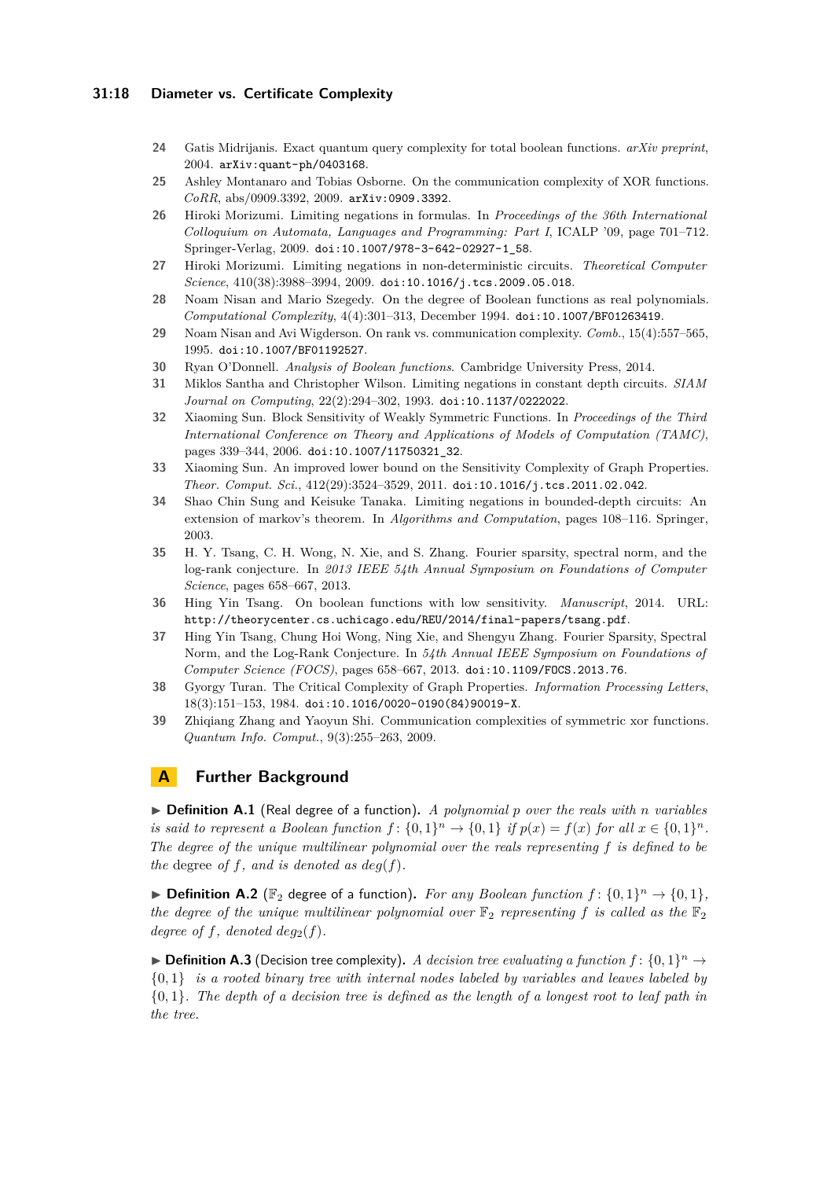24 Gatis Midrijanis. Exact quantum query complexity for total boolean functions. *arXiv preprint*, 2004. arXiv:quant-ph/0403168.

25 Ashley Montanaro and Tobias Osborne. On the communication complexity of XOR functions. *CoRR*, abs/0909.3392, 2009. arXiv:0909.3392.

26 Hiroki Morizumi. Limiting negations in formulas. In *Proceedings of the 36th International Colloquium on Automata, Languages and Programming: Part I*, ICALP '09, page 701–712. Springer-Verlag, 2009. doi:10.1007/978-3-642-02927-1_58.

27 Hiroki Morizumi. Limiting negations in non-deterministic circuits. *Theoretical Computer Science*, 410(38):3988–3994, 2009. doi:10.1016/j.tcs.2009.05.018.

28 Noam Nisan and Mario Szegedy. On the degree of Boolean functions as real polynomials. *Computational Complexity*, 4(4):301–313, December 1994. doi:10.1007/BF01263419.

29 Noam Nisan and Avi Wigderson. On rank vs. communication complexity. *Comb.*, 15(4):557–565, 1995. doi:10.1007/BF01192527.

30 Ryan O'Donnell. *Analysis of Boolean functions*. Cambridge University Press, 2014.

31 Miklos Santha and Christopher Wilson. Limiting negations in constant depth circuits. *SIAM Journal on Computing*, 22(2):294–302, 1993. doi:10.1137/0222022.

32 Xiaoming Sun. Block Sensitivity of Weakly Symmetric Functions. In *Proceedings of the Third International Conference on Theory and Applications of Models of Computation (TAMC)*, pages 339–344, 2006. doi:10.1007/11750321_32.

33 Xiaoming Sun. An improved lower bound on the Sensitivity Complexity of Graph Properties. *Theor. Comput. Sci.*, 412(29):3524–3529, 2011. doi:10.1016/j.tcs.2011.02.042.

34 Shao Chin Sung and Keisuke Tanaka. Limiting negations in bounded-depth circuits: An extension of markov's theorem. In *Algorithms and Computation*, pages 108–116. Springer, 2003.

35 H. Y. Tsang, C. H. Wong, N. Xie, and S. Zhang. Fourier sparsity, spectral norm, and the log-rank conjecture. In *2013 IEEE 54th Annual Symposium on Foundations of Computer Science*, pages 658–667, 2013.

36 Hing Yin Tsang. On boolean functions with low sensitivity. *Manuscript*, 2014. URL: http://theorycenter.cs.uchicago.edu/REU/2014/final-papers/tsang.pdf.

37 Hing Yin Tsang, Chung Hoi Wong, Ning Xie, and Shengyu Zhang. Fourier Sparsity, Spectral Norm, and the Log-Rank Conjecture. In *54th Annual IEEE Symposium on Foundations of Computer Science (FOCS)*, pages 658–667, 2013. doi:10.1109/FOCS.2013.76.

38 Gyorgy Turan. The Critical Complexity of Graph Properties. *Information Processing Letters*, 18(3):151–153, 1984. doi:10.1016/0020-0190(84)90019-X.

39 Zhiqiang Zhang and Yaoyun Shi. Communication complexities of symmetric xor functions. *Quantum Info. Comput.*, 9(3):255–263, 2009.

## A Further Background

► **Definition A.1** (Real degree of a function)**.** *A polynomial $p$ over the reals with $n$ variables is said to represent a Boolean function $f\colon \{0,1\}^n \to \{0,1\}$ if $p(x) = f(x)$ for all $x \in \{0,1\}^n$. The degree of the unique multilinear polynomial over the reals representing $f$ is defined to be the* degree *of $f$, and is denoted as $deg(f)$.*

► **Definition A.2** ($\mathbb{F}_2$ degree of a function)**.** *For any Boolean function $f\colon \{0,1\}^n \to \{0,1\}$, the degree of the unique multilinear polynomial over $\mathbb{F}_2$ representing $f$ is called as the $\mathbb{F}_2$ degree of $f$, denoted $deg_2(f)$.*

► **Definition A.3** (Decision tree complexity)**.** *A decision tree evaluating a function $f\colon \{0,1\}^n \to \{0,1\}$ is a rooted binary tree with internal nodes labeled by variables and leaves labeled by $\{0,1\}$. The depth of a decision tree is defined as the length of a longest root to leaf path in the tree.*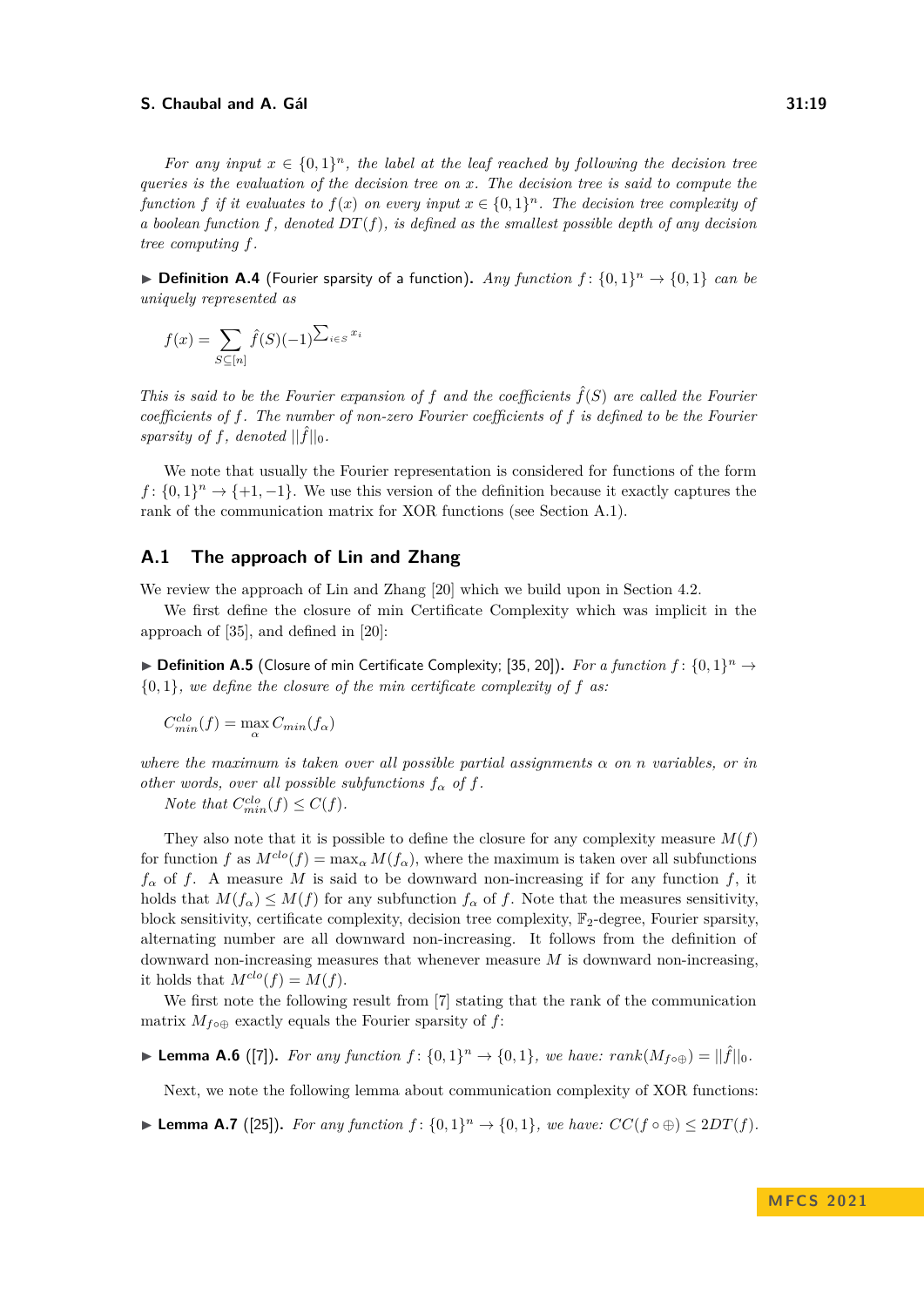*For any input $x \in \{0,1\}^n$, the label at the leaf reached by following the decision tree queries is the evaluation of the decision tree on $x$. The decision tree is said to compute the function $f$ if it evaluates to $f(x)$ on every input $x \in \{0,1\}^n$. The decision tree complexity of a boolean function $f$, denoted $DT(f)$, is defined as the smallest possible depth of any decision tree computing $f$.*

▶ **Definition A.4** (Fourier sparsity of a function). *Any function $f\colon \{0,1\}^n \to \{0,1\}$ can be uniquely represented as*

$$f(x) = \sum_{S \subseteq [n]} \hat{f}(S)(-1)^{\sum_{i \in S} x_i}$$

*This is said to be the Fourier expansion of $f$ and the coefficients $\hat{f}(S)$ are called the Fourier coefficients of $f$. The number of non-zero Fourier coefficients of $f$ is defined to be the Fourier sparsity of $f$, denoted $||\hat{f}||_0$.*

We note that usually the Fourier representation is considered for functions of the form $f\colon \{0,1\}^n \to \{+1,-1\}$. We use this version of the definition because it exactly captures the rank of the communication matrix for XOR functions (see Section A.1).

## A.1 The approach of Lin and Zhang

We review the approach of Lin and Zhang [20] which we build upon in Section 4.2.

We first define the closure of min Certificate Complexity which was implicit in the approach of [35], and defined in [20]:

▶ **Definition A.5** (Closure of min Certificate Complexity; [35, 20]). *For a function $f\colon \{0,1\}^n \to \{0,1\}$, we define the closure of the min certificate complexity of $f$ as:*

$$C^{clo}_{min}(f) = \max_{\alpha} C_{min}(f_\alpha)$$

*where the maximum is taken over all possible partial assignments $\alpha$ on $n$ variables, or in other words, over all possible subfunctions $f_\alpha$ of $f$.*

*Note that $C^{clo}_{min}(f) \leq C(f)$.*

They also note that it is possible to define the closure for any complexity measure $M(f)$ for function $f$ as $M^{clo}(f) = \max_\alpha M(f_\alpha)$, where the maximum is taken over all subfunctions $f_\alpha$ of $f$. A measure $M$ is said to be downward non-increasing if for any function $f$, it holds that $M(f_\alpha) \leq M(f)$ for any subfunction $f_\alpha$ of $f$. Note that the measures sensitivity, block sensitivity, certificate complexity, decision tree complexity, $\mathbb{F}_2$-degree, Fourier sparsity, alternating number are all downward non-increasing. It follows from the definition of downward non-increasing measures that whenever measure $M$ is downward non-increasing, it holds that $M^{clo}(f) = M(f)$.

We first note the following result from [7] stating that the rank of the communication matrix $M_{f\circ\oplus}$ exactly equals the Fourier sparsity of $f$:

▶ **Lemma A.6** ([7]). *For any function $f\colon \{0,1\}^n \to \{0,1\}$, we have: $rank(M_{f\circ\oplus}) = ||\hat{f}||_0$.*

Next, we note the following lemma about communication complexity of XOR functions:

▶ **Lemma A.7** ([25]). *For any function $f\colon \{0,1\}^n \to \{0,1\}$, we have: $CC(f \circ \oplus) \leq 2DT(f)$.*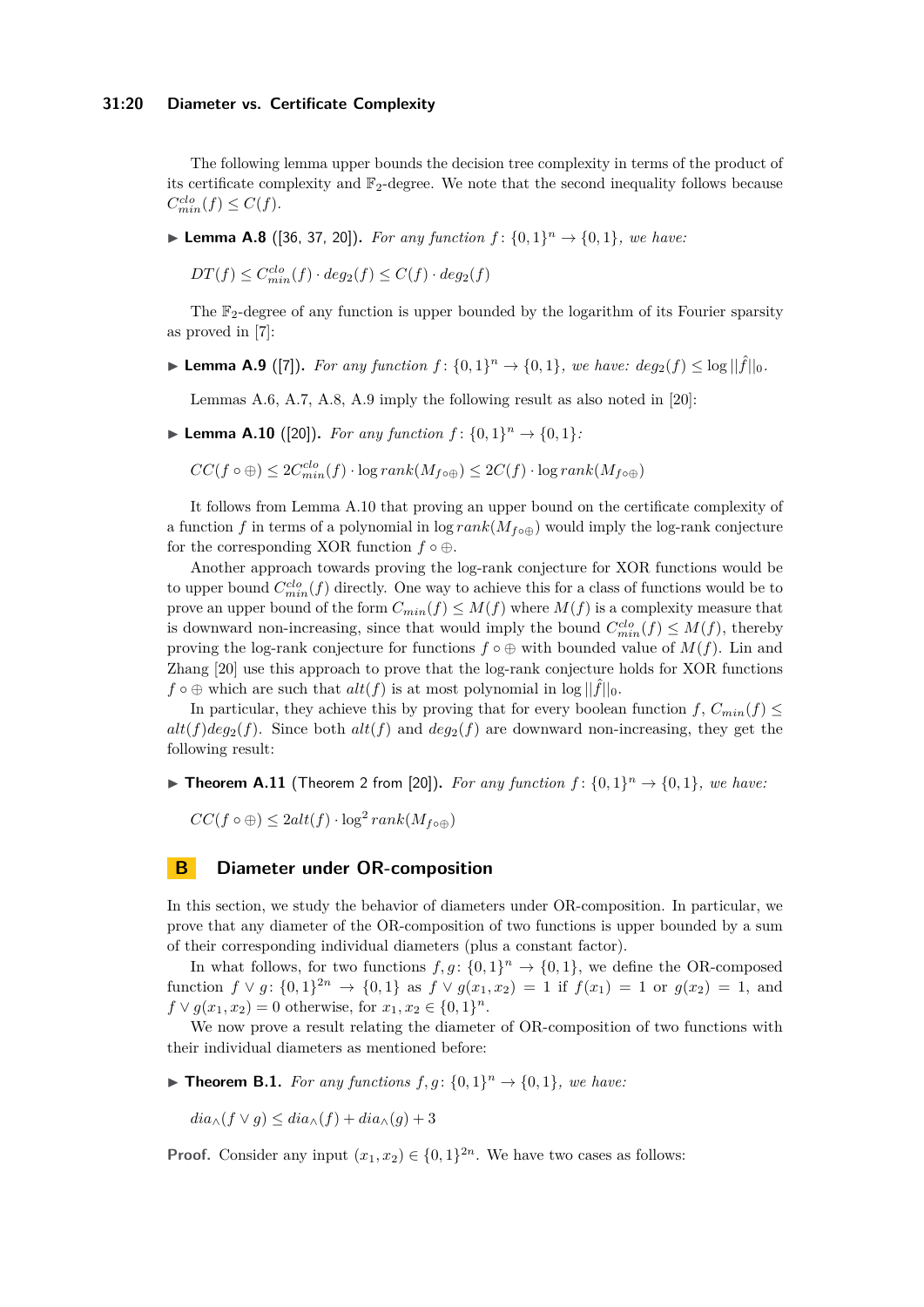The following lemma upper bounds the decision tree complexity in terms of the product of its certificate complexity and $\mathbb{F}_2$-degree. We note that the second inequality follows because $C^{clo}_{min}(f) \leq C(f)$.

▶ **Lemma A.8** ([36, 37, 20]). *For any function $f\colon \{0,1\}^n \to \{0,1\}$, we have:*

$$DT(f) \leq C^{clo}_{min}(f) \cdot deg_2(f) \leq C(f) \cdot deg_2(f)$$

The $\mathbb{F}_2$-degree of any function is upper bounded by the logarithm of its Fourier sparsity as proved in [7]:

▶ **Lemma A.9** ([7]). *For any function $f\colon \{0,1\}^n \to \{0,1\}$, we have: $deg_2(f) \leq \log ||\hat{f}||_0$.*

Lemmas A.6, A.7, A.8, A.9 imply the following result as also noted in [20]:

▶ **Lemma A.10** ([20]). *For any function $f\colon \{0,1\}^n \to \{0,1\}$:*

$$CC(f \circ \oplus) \leq 2C^{clo}_{min}(f) \cdot \log rank(M_{f\circ\oplus}) \leq 2C(f) \cdot \log rank(M_{f\circ\oplus})$$

It follows from Lemma A.10 that proving an upper bound on the certificate complexity of a function $f$ in terms of a polynomial in $\log rank(M_{f\circ\oplus})$ would imply the log-rank conjecture for the corresponding XOR function $f \circ \oplus$.

Another approach towards proving the log-rank conjecture for XOR functions would be to upper bound $C^{clo}_{min}(f)$ directly. One way to achieve this for a class of functions would be to prove an upper bound of the form $C_{min}(f) \leq M(f)$ where $M(f)$ is a complexity measure that is downward non-increasing, since that would imply the bound $C^{clo}_{min}(f) \leq M(f)$, thereby proving the log-rank conjecture for functions $f \circ \oplus$ with bounded value of $M(f)$. Lin and Zhang [20] use this approach to prove that the log-rank conjecture holds for XOR functions $f \circ \oplus$ which are such that $alt(f)$ is at most polynomial in $\log ||\hat{f}||_0$.

In particular, they achieve this by proving that for every boolean function $f$, $C_{min}(f) \leq alt(f)deg_2(f)$. Since both $alt(f)$ and $deg_2(f)$ are downward non-increasing, they get the following result:

▶ **Theorem A.11** (Theorem 2 from [20]). *For any function $f\colon \{0,1\}^n \to \{0,1\}$, we have:*

$$CC(f \circ \oplus) \leq 2alt(f) \cdot \log^2 rank(M_{f\circ\oplus})$$

# B Diameter under OR-composition

In this section, we study the behavior of diameters under OR-composition. In particular, we prove that any diameter of the OR-composition of two functions is upper bounded by a sum of their corresponding individual diameters (plus a constant factor).

In what follows, for two functions $f, g\colon \{0,1\}^n \to \{0,1\}$, we define the OR-composed function $f \vee g\colon \{0,1\}^{2n} \to \{0,1\}$ as $f \vee g(x_1, x_2) = 1$ if $f(x_1) = 1$ or $g(x_2) = 1$, and $f \vee g(x_1, x_2) = 0$ otherwise, for $x_1, x_2 \in \{0,1\}^n$.

We now prove a result relating the diameter of OR-composition of two functions with their individual diameters as mentioned before:

▶ **Theorem B.1.** *For any functions $f, g\colon \{0,1\}^n \to \{0,1\}$, we have:*

$$dia_\wedge(f \vee g) \leq dia_\wedge(f) + dia_\wedge(g) + 3$$

**Proof.** Consider any input $(x_1, x_2) \in \{0,1\}^{2n}$. We have two cases as follows: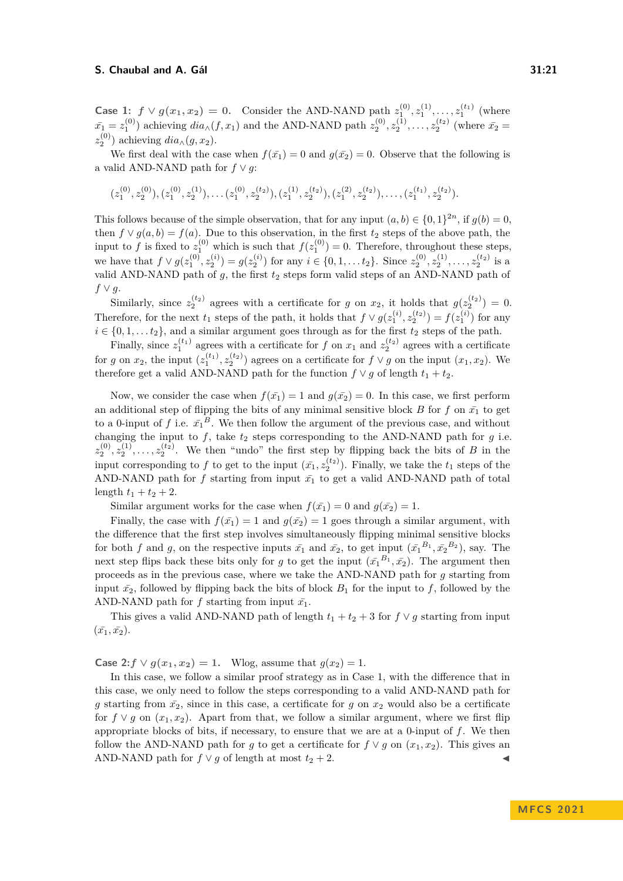**Case 1: $f \vee g(x_1, x_2) = 0$.** Consider the AND-NAND path $z_1^{(0)}, z_1^{(1)}, \ldots, z_1^{(t_1)}$ (where $\bar{x_1} = z_1^{(0)}$) achieving $dia_\wedge(f, x_1)$ and the AND-NAND path $z_2^{(0)}, z_2^{(1)}, \ldots, z_2^{(t_2)}$ (where $\bar{x_2} = z_2^{(0)}$) achieving $dia_\wedge(g, x_2)$.

We first deal with the case when $f(\bar{x_1}) = 0$ and $g(\bar{x_2}) = 0$. Observe that the following is a valid AND-NAND path for $f \vee g$:

$$(z_1^{(0)}, z_2^{(0)}), (z_1^{(0)}, z_2^{(1)}), \ldots (z_1^{(0)}, z_2^{(t_2)}), (z_1^{(1)}, z_2^{(t_2)}), (z_1^{(2)}, z_2^{(t_2)}), \ldots, (z_1^{(t_1)}, z_2^{(t_2)}).$$

This follows because of the simple observation, that for any input $(a, b) \in \{0, 1\}^{2n}$, if $g(b) = 0$, then $f \vee g(a, b) = f(a)$. Due to this observation, in the first $t_2$ steps of the above path, the input to $f$ is fixed to $z_1^{(0)}$ which is such that $f(z_1^{(0)}) = 0$. Therefore, throughout these steps, we have that $f \vee g(z_1^{(0)}, z_2^{(i)}) = g(z_2^{(i)})$ for any $i \in \{0, 1, \ldots t_2\}$. Since $z_2^{(0)}, z_2^{(1)}, \ldots, z_2^{(t_2)}$ is a valid AND-NAND path of $g$, the first $t_2$ steps form valid steps of an AND-NAND path of $f \vee g$.

Similarly, since $z_2^{(t_2)}$ agrees with a certificate for $g$ on $x_2$, it holds that $g(z_2^{(t_2)}) = 0$. Therefore, for the next $t_1$ steps of the path, it holds that $f \vee g(z_1^{(i)}, z_2^{(t_2)}) = f(z_1^{(i)})$ for any $i \in \{0, 1, \ldots t_2\}$, and a similar argument goes through as for the first $t_2$ steps of the path.

Finally, since $z_1^{(t_1)}$ agrees with a certificate for $f$ on $x_1$ and $z_2^{(t_2)}$ agrees with a certificate for $g$ on $x_2$, the input $(z_1^{(t_1)}, z_2^{(t_2)})$ agrees on a certificate for $f \vee g$ on the input $(x_1, x_2)$. We therefore get a valid AND-NAND path for the function $f \vee g$ of length $t_1 + t_2$.

Now, we consider the case when $f(\bar{x_1}) = 1$ and $g(\bar{x_2}) = 0$. In this case, we first perform an additional step of flipping the bits of any minimal sensitive block $B$ for $f$ on $\bar{x_1}$ to get to a 0-input of $f$ i.e. $\bar{x_1}^B$. We then follow the argument of the previous case, and without changing the input to $f$, take $t_2$ steps corresponding to the AND-NAND path for $g$ i.e. $z_2^{(0)}, z_2^{(1)}, \ldots, z_2^{(t_2)}$. We then "undo" the first step by flipping back the bits of $B$ in the input corresponding to $f$ to get to the input $(\bar{x_1}, z_2^{(t_2)})$. Finally, we take the $t_1$ steps of the AND-NAND path for $f$ starting from input $\bar{x_1}$ to get a valid AND-NAND path of total length $t_1 + t_2 + 2$.

Similar argument works for the case when $f(\bar{x_1}) = 0$ and $g(\bar{x_2}) = 1$.

Finally, the case with $f(\bar{x_1}) = 1$ and $g(\bar{x_2}) = 1$ goes through a similar argument, with the difference that the first step involves simultaneously flipping minimal sensitive blocks for both $f$ and $g$, on the respective inputs $\bar{x_1}$ and $\bar{x_2}$, to get input $(\bar{x_1}^{B_1}, \bar{x_2}^{B_2})$, say. The next step flips back these bits only for $g$ to get the input $(\bar{x_1}^{B_1}, \bar{x_2})$. The argument then proceeds as in the previous case, where we take the AND-NAND path for $g$ starting from input $\bar{x_2}$, followed by flipping back the bits of block $B_1$ for the input to $f$, followed by the AND-NAND path for $f$ starting from input $\bar{x_1}$.

This gives a valid AND-NAND path of length $t_1 + t_2 + 3$ for $f \vee g$ starting from input $(\bar{x_1}, \bar{x_2})$.

**Case 2: $f \vee g(x_1, x_2) = 1$.** Wlog, assume that $g(x_2) = 1$.

In this case, we follow a similar proof strategy as in Case 1, with the difference that in this case, we only need to follow the steps corresponding to a valid AND-NAND path for $g$ starting from $\bar{x_2}$, since in this case, a certificate for $g$ on $x_2$ would also be a certificate for $f \vee g$ on $(x_1, x_2)$. Apart from that, we follow a similar argument, where we first flip appropriate blocks of bits, if necessary, to ensure that we are at a 0-input of $f$. We then follow the AND-NAND path for $g$ to get a certificate for $f \vee g$ on $(x_1, x_2)$. This gives an AND-NAND path for $f \vee g$ of length at most $t_2 + 2$. ◀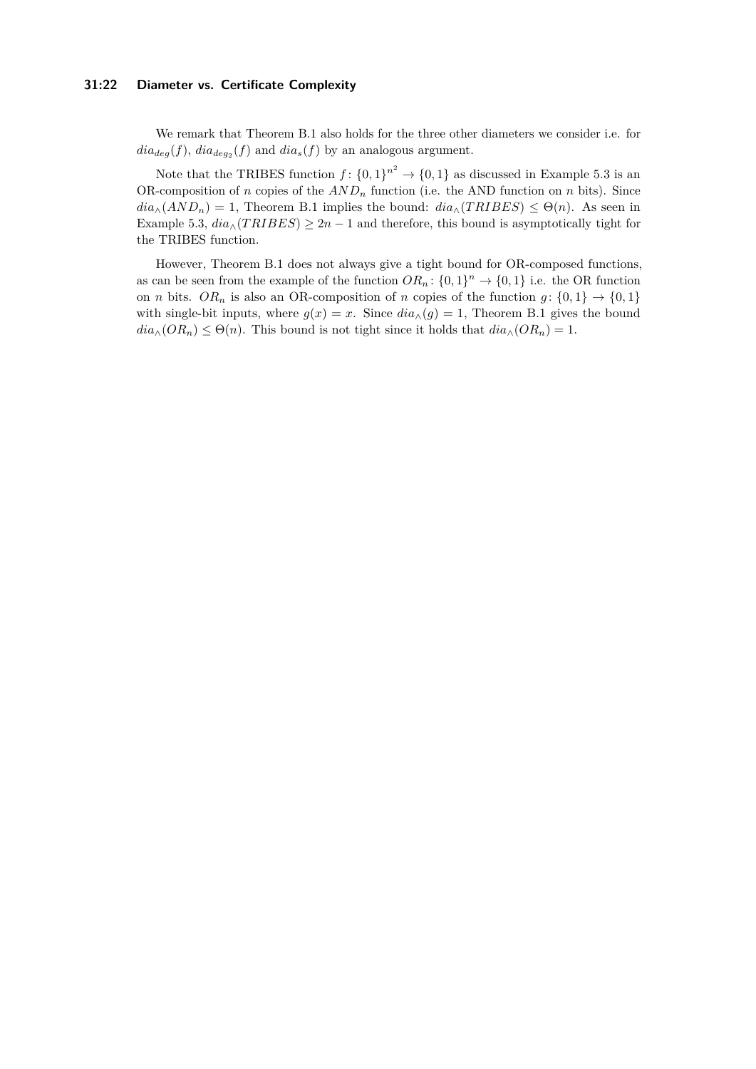We remark that Theorem B.1 also holds for the three other diameters we consider i.e. for $dia_{deg}(f)$, $dia_{deg_2}(f)$ and $dia_s(f)$ by an analogous argument.

Note that the TRIBES function $f\colon \{0,1\}^{n^2} \to \{0,1\}$ as discussed in Example 5.3 is an OR-composition of $n$ copies of the $AND_n$ function (i.e. the AND function on $n$ bits). Since $dia_\wedge(AND_n) = 1$, Theorem B.1 implies the bound: $dia_\wedge(TRIBES) \leq \Theta(n)$. As seen in Example 5.3, $dia_\wedge(TRIBES) \geq 2n - 1$ and therefore, this bound is asymptotically tight for the TRIBES function.

However, Theorem B.1 does not always give a tight bound for OR-composed functions, as can be seen from the example of the function $OR_n\colon \{0,1\}^n \to \{0,1\}$ i.e. the OR function on $n$ bits. $OR_n$ is also an OR-composition of $n$ copies of the function $g\colon \{0,1\} \to \{0,1\}$ with single-bit inputs, where $g(x) = x$. Since $dia_\wedge(g) = 1$, Theorem B.1 gives the bound $dia_\wedge(OR_n) \leq \Theta(n)$. This bound is not tight since it holds that $dia_\wedge(OR_n) = 1$.